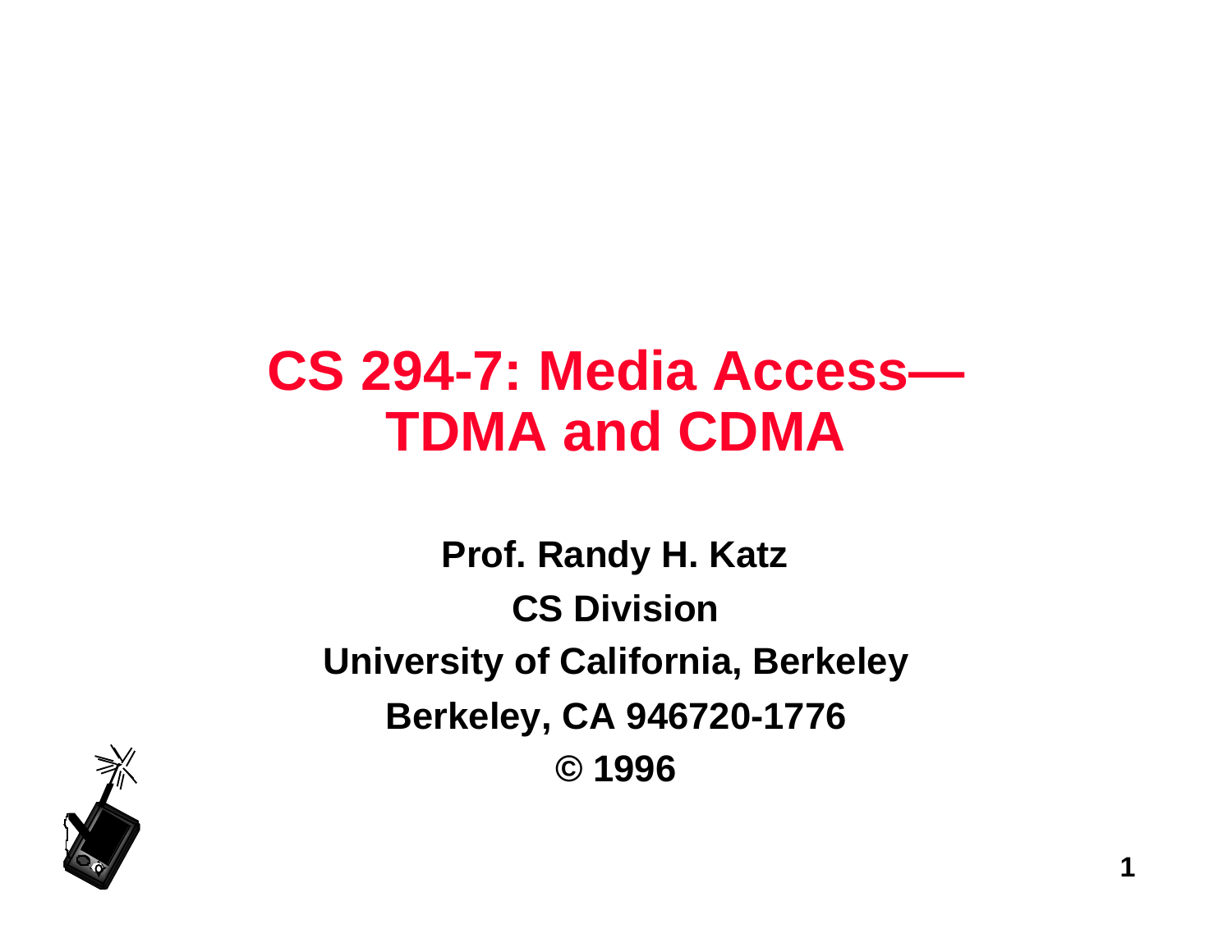# CS 294-7: Media Access—TDMA and CDMA

**Prof. Randy H. Katz**

**CS Division**

**University of California, Berkeley**

**Berkeley, CA 946720-1776**

**© 1996**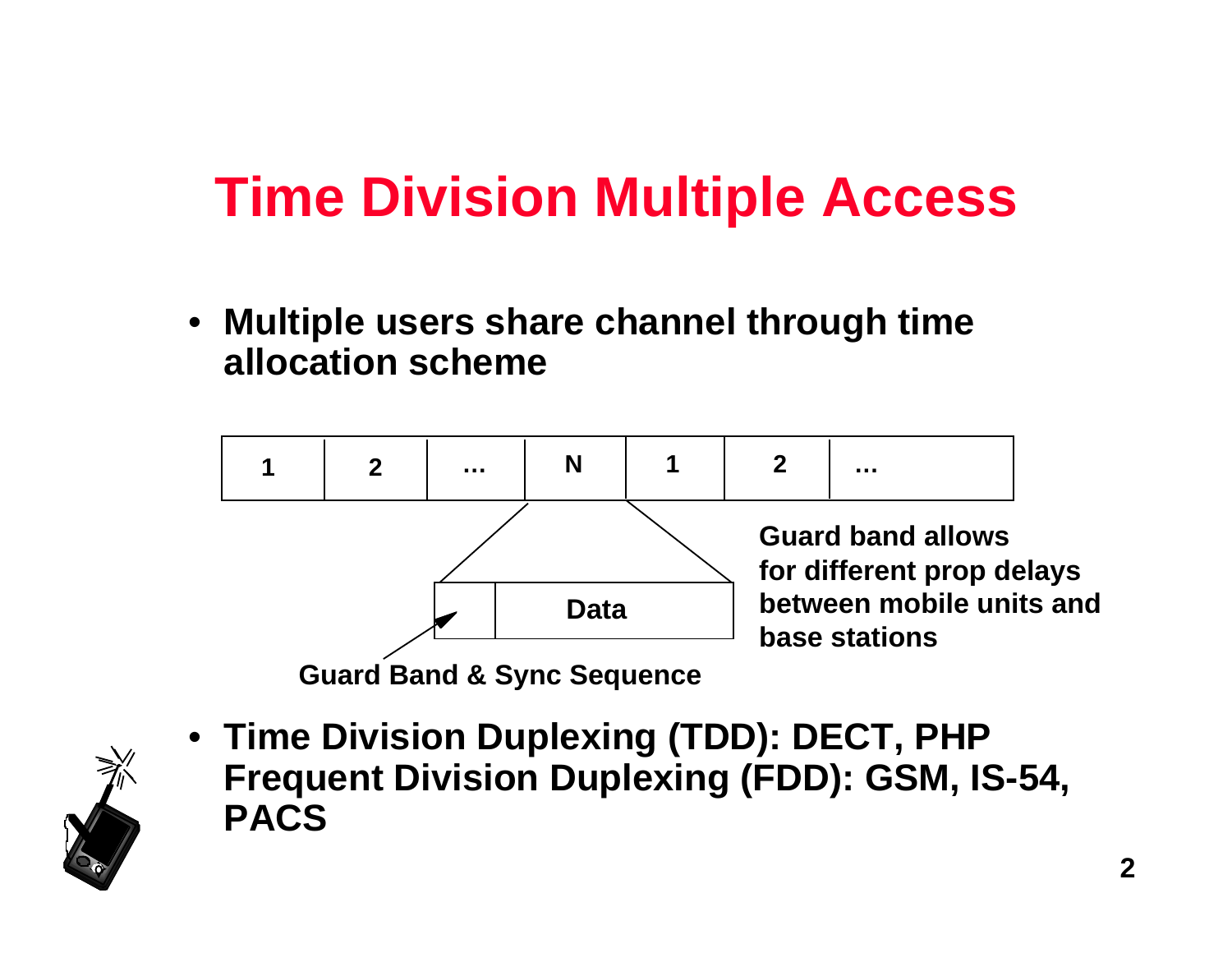# Time Division Multiple Access

- Multiple users share channel through time allocation scheme

| 1 | 2 | … | N | 1 | 2 | … |
|---|---|---|---|---|---|---|

| | Data |
|---|---|

Guard Band & Sync Sequence

Guard band allows for different prop delays between mobile units and base stations

- Time Division Duplexing (TDD): DECT, PHP
  Frequent Division Duplexing (FDD): GSM, IS-54, PACS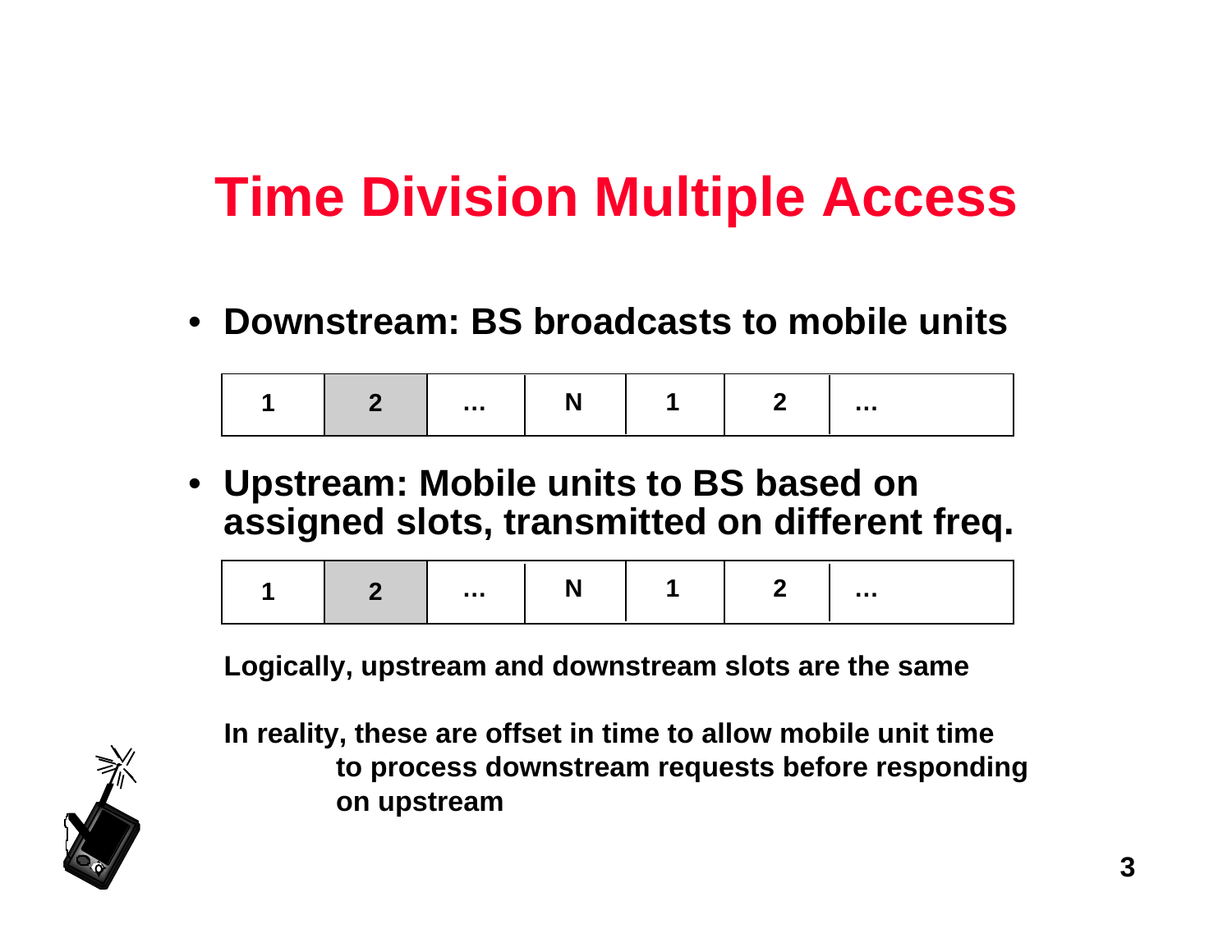# Time Division Multiple Access

- **Downstream: BS broadcasts to mobile units**

| 1 | 2 | … | N | 1 | 2 | … |
|---|---|---|---|---|---|---|

- **Upstream: Mobile units to BS based on assigned slots, transmitted on different freq.**

| 1 | 2 | … | N | 1 | 2 | … |
|---|---|---|---|---|---|---|

**Logically, upstream and downstream slots are the same**

**In reality, these are offset in time to allow mobile unit time to process downstream requests before responding on upstream**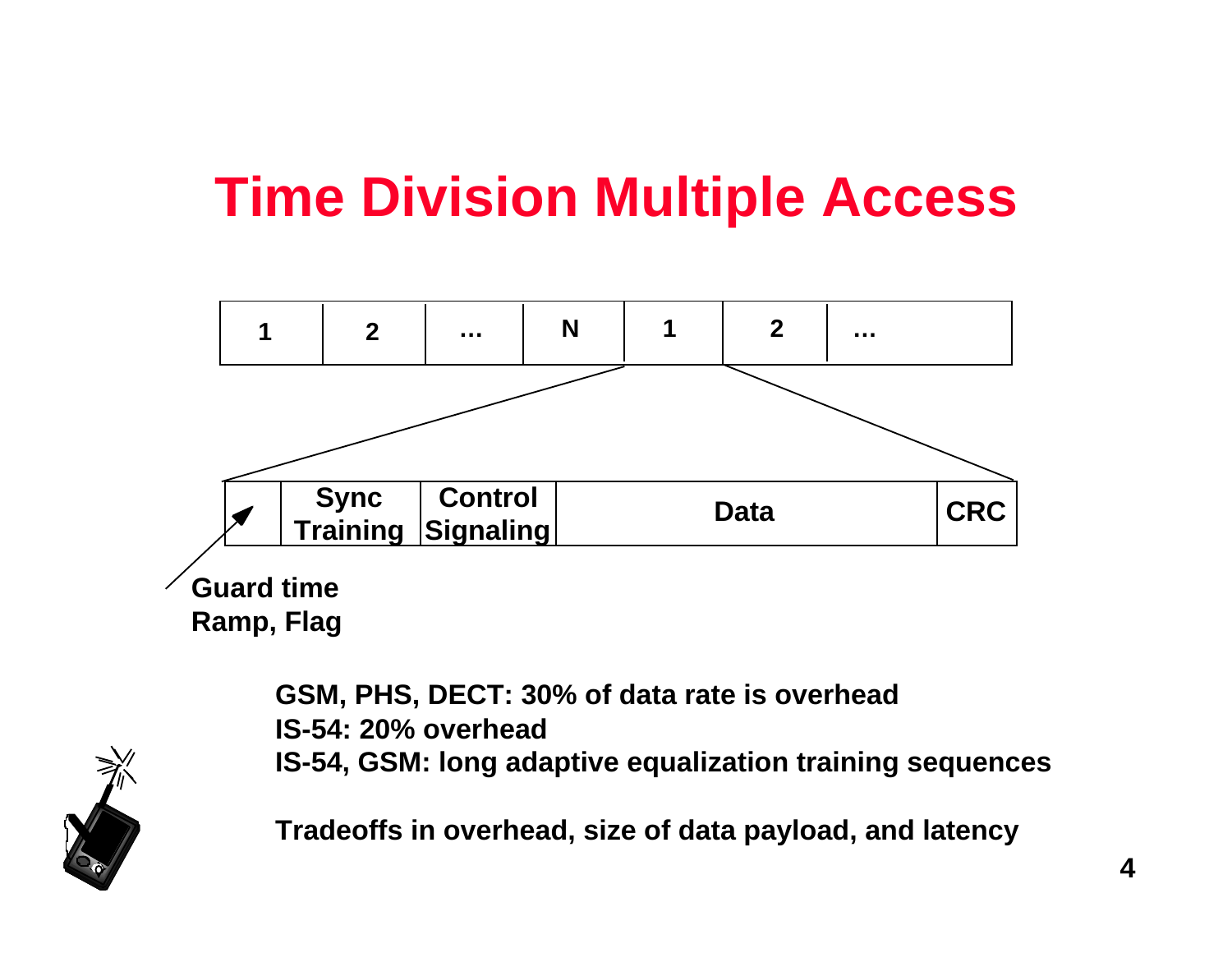# Time Division Multiple Access

| 1 | 2 | … | N | 1 | 2 | … |
|---|---|---|---|---|---|---|

| | Sync Training | Control Signaling | Data | CRC |
|---|---|---|---|---|

Guard time
Ramp, Flag

**GSM, PHS, DECT: 30% of data rate is overhead**
**IS-54: 20% overhead**
**IS-54, GSM: long adaptive equalization training sequences**

**Tradeoffs in overhead, size of data payload, and latency**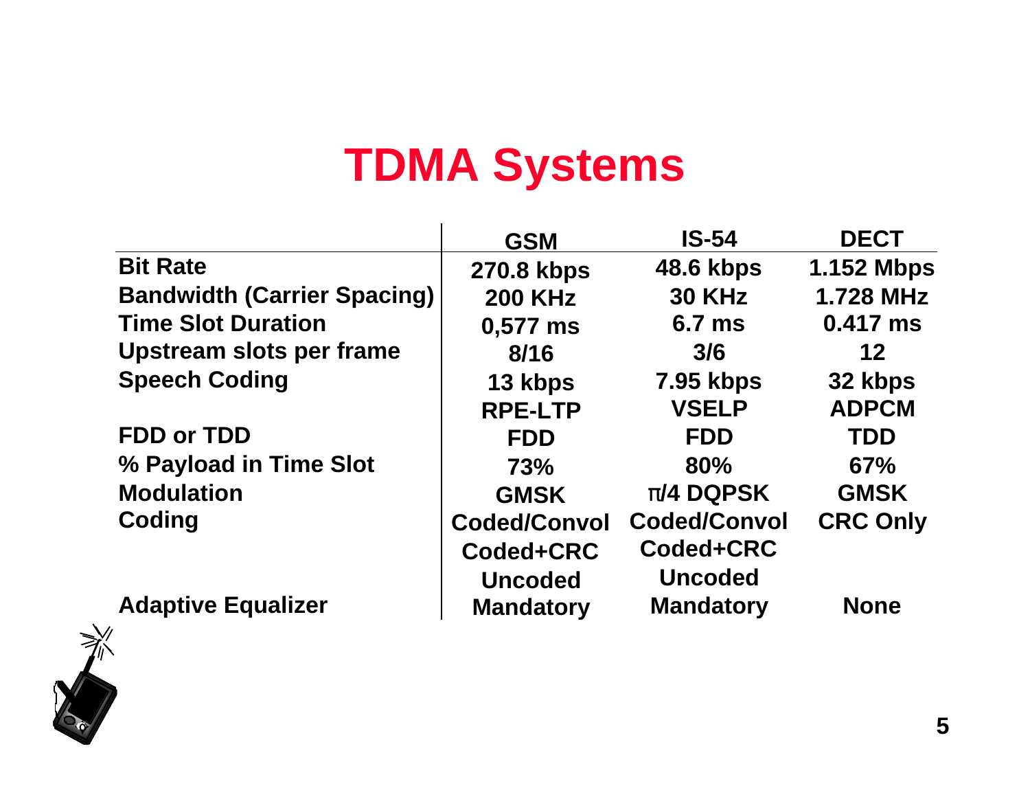# TDMA Systems

| | GSM | IS-54 | DECT |
|---|---|---|---|
| **Bit Rate** | 270.8 kbps | 48.6 kbps | 1.152 Mbps |
| **Bandwidth (Carrier Spacing)** | 200 KHz | 30 KHz | 1.728 MHz |
| **Time Slot Duration** | 0,577 ms | 6.7 ms | 0.417 ms |
| **Upstream slots per frame** | 8/16 | 3/6 | 12 |
| **Speech Coding** | 13 kbps<br>RPE-LTP | 7.95 kbps<br>VSELP | 32 kbps<br>ADPCM |
| **FDD or TDD** | FDD | FDD | TDD |
| **% Payload in Time Slot** | 73% | 80% | 67% |
| **Modulation** | GMSK | $\pi$/4 DQPSK | GMSK |
| **Coding** | Coded/Convol<br>Coded+CRC<br>Uncoded | Coded/Convol<br>Coded+CRC<br>Uncoded | CRC Only |
| **Adaptive Equalizer** | Mandatory | Mandatory | None |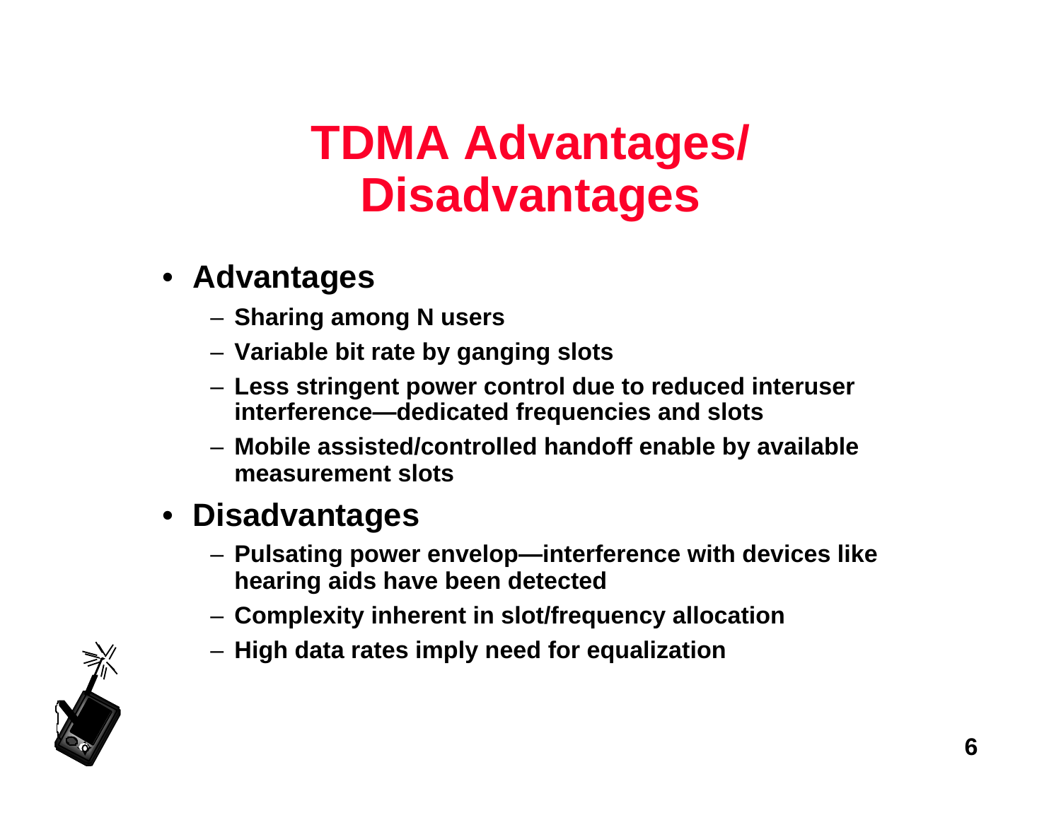# TDMA Advantages/ Disadvantages

- **Advantages**
  - Sharing among N users
  - Variable bit rate by ganging slots
  - Less stringent power control due to reduced interuser interference—dedicated frequencies and slots
  - Mobile assisted/controlled handoff enable by available measurement slots
- **Disadvantages**
  - Pulsating power envelop—interference with devices like hearing aids have been detected
  - Complexity inherent in slot/frequency allocation
  - High data rates imply need for equalization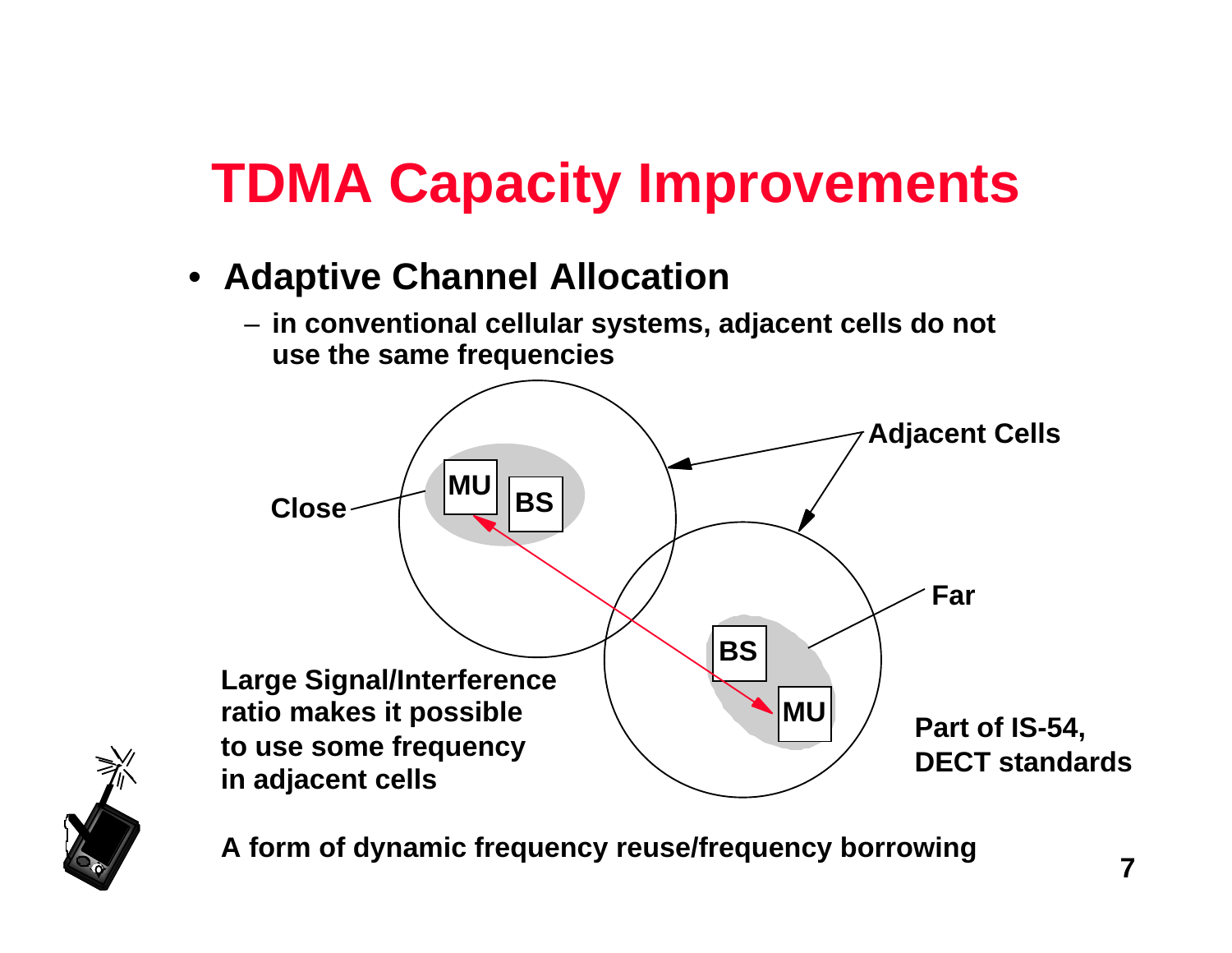# TDMA Capacity Improvements

- **Adaptive Channel Allocation**
  - in conventional cellular systems, adjacent cells do not use the same frequencies

Adjacent Cells

Close

MU

BS

Far

BS

MU

Large Signal/Interference ratio makes it possible to use some frequency in adjacent cells

Part of IS-54, DECT standards

A form of dynamic frequency reuse/frequency borrowing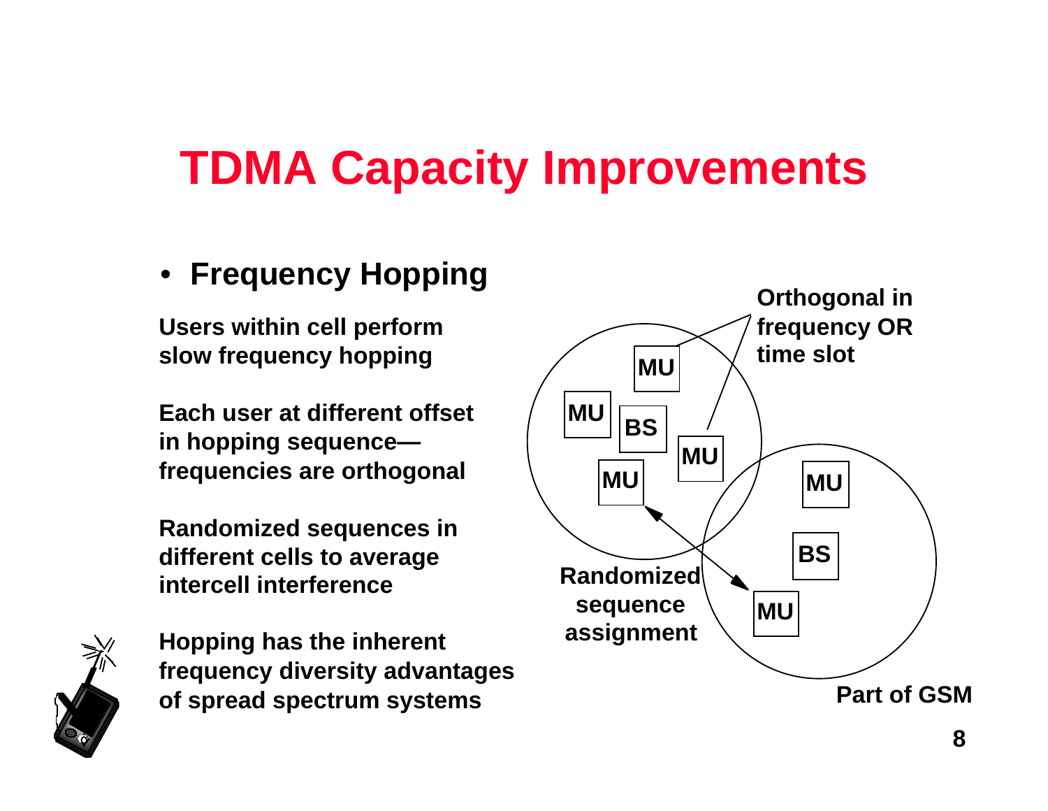# TDMA Capacity Improvements

- **Frequency Hopping**

**Users within cell perform slow frequency hopping**

**Each user at different offset in hopping sequence—frequencies are orthogonal**

**Randomized sequences in different cells to average intercell interference**

**Hopping has the inherent frequency diversity advantages of spread spectrum systems**

**Orthogonal in frequency OR time slot**

**MU** **MU** **BS** **MU** **MU** **MU** **BS** **MU**

**Randomized sequence assignment**

**Part of GSM**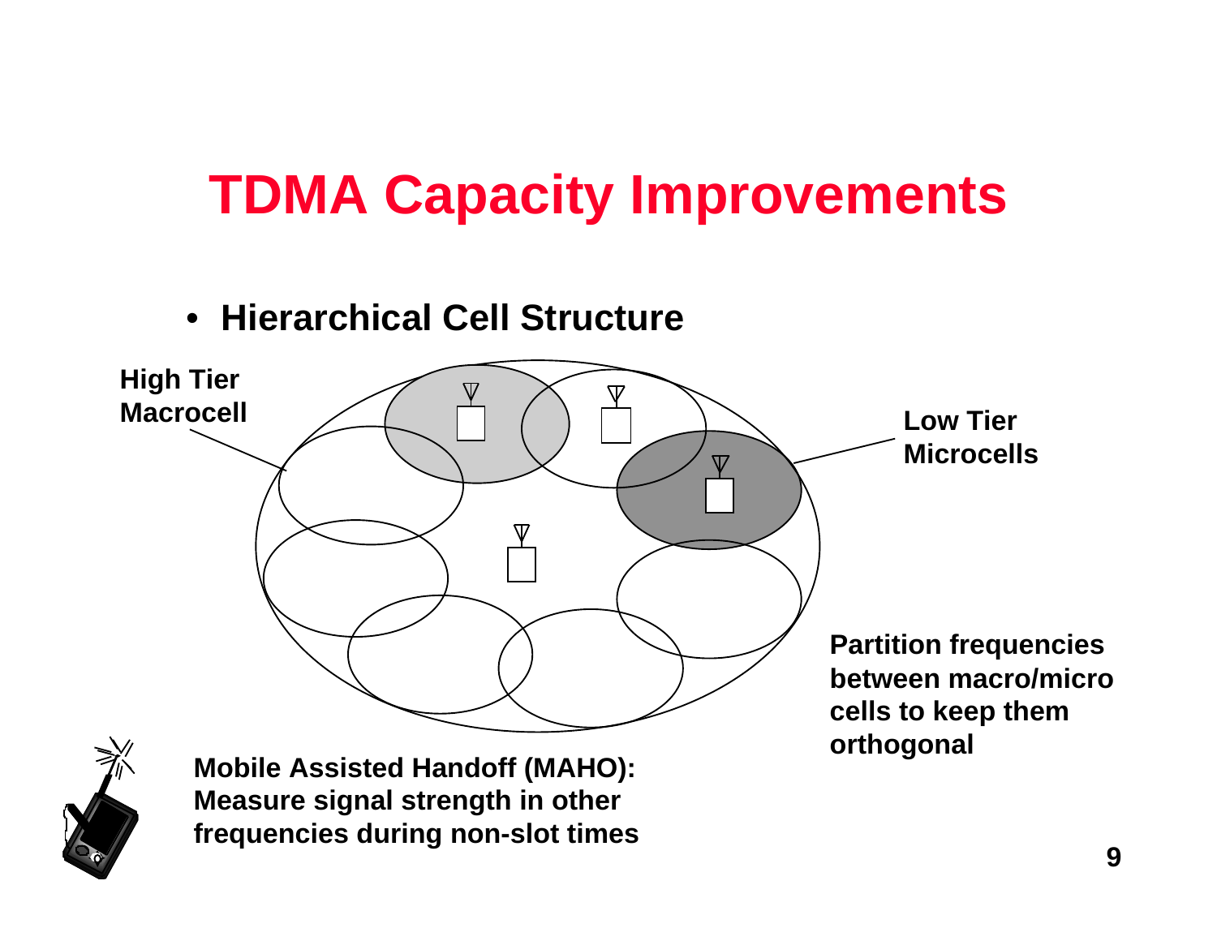# TDMA Capacity Improvements

- **Hierarchical Cell Structure**

**High Tier Macrocell**

**Low Tier Microcells**

**Partition frequencies between macro/micro cells to keep them orthogonal**

**Mobile Assisted Handoff (MAHO): Measure signal strength in other frequencies during non-slot times**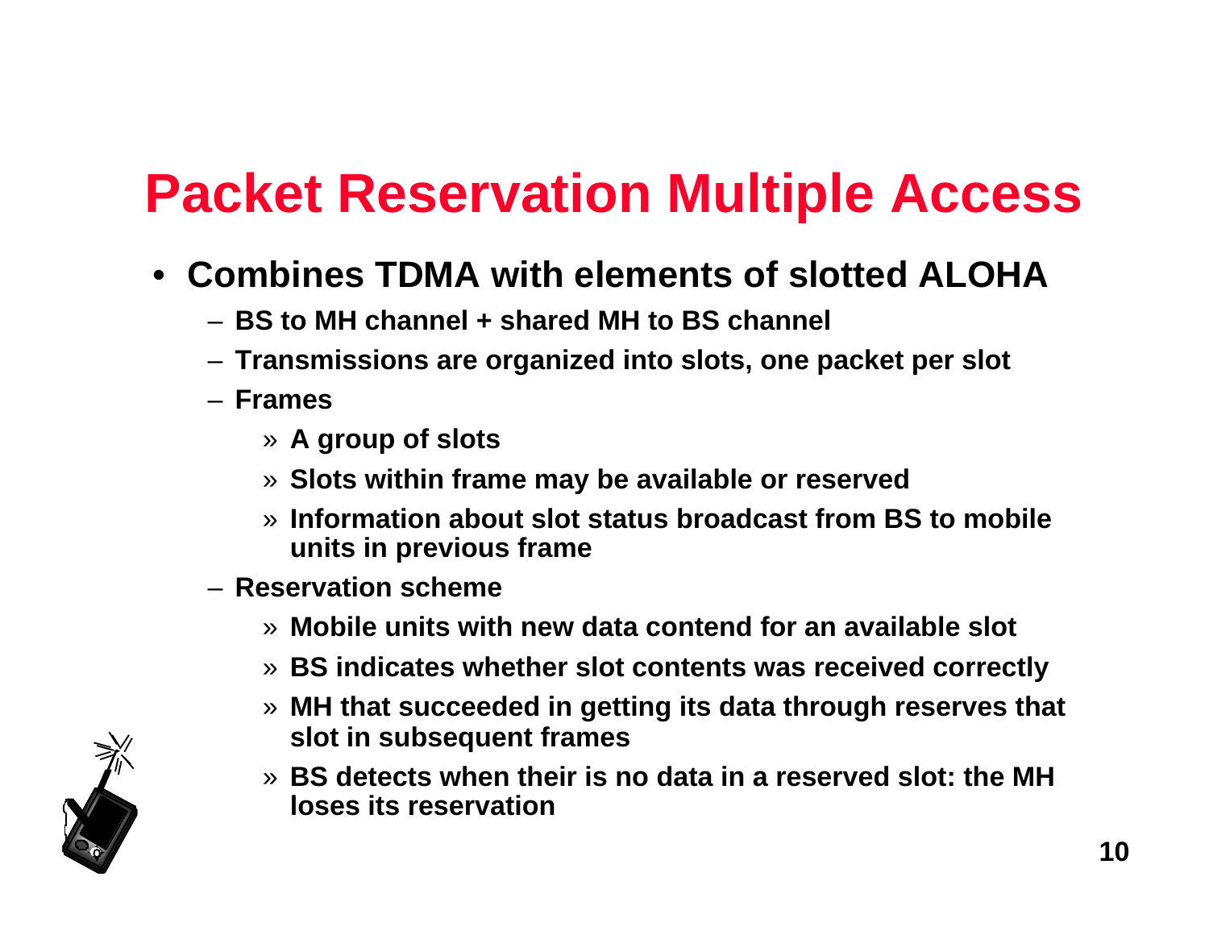# Packet Reservation Multiple Access

- **Combines TDMA with elements of slotted ALOHA**
  - **BS to MH channel + shared MH to BS channel**
  - **Transmissions are organized into slots, one packet per slot**
  - **Frames**
    - **A group of slots**
    - **Slots within frame may be available or reserved**
    - **Information about slot status broadcast from BS to mobile units in previous frame**
  - **Reservation scheme**
    - **Mobile units with new data contend for an available slot**
    - **BS indicates whether slot contents was received correctly**
    - **MH that succeeded in getting its data through reserves that slot in subsequent frames**
    - **BS detects when their is no data in a reserved slot: the MH loses its reservation**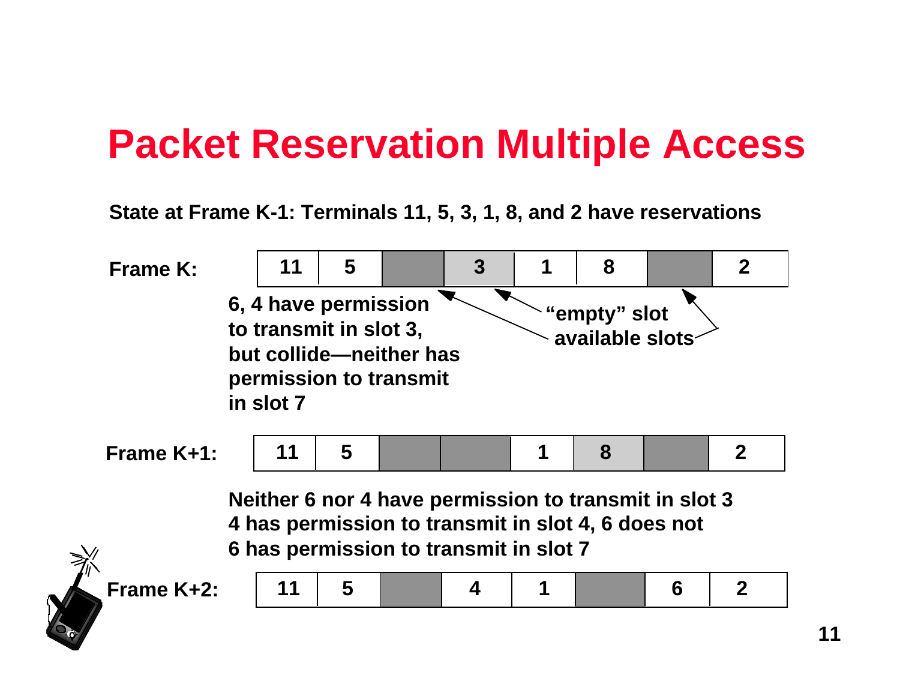# Packet Reservation Multiple Access

**State at Frame K-1: Terminals 11, 5, 3, 1, 8, and 2 have reservations**

**Frame K:**

| 11 | 5 | | 3 | 1 | 8 | | 2 |
|---|---|---|---|---|---|---|---|

**6, 4 have permission to transmit in slot 3, but collide—neither has permission to transmit in slot 7**

**"empty" slot**

**available slots**

**Frame K+1:**

| 11 | 5 | | | 1 | 8 | | 2 |
|---|---|---|---|---|---|---|---|

**Neither 6 nor 4 have permission to transmit in slot 3**
**4 has permission to transmit in slot 4, 6 does not**
**6 has permission to transmit in slot 7**

**Frame K+2:**

| 11 | 5 | | 4 | 1 | | 6 | 2 |
|---|---|---|---|---|---|---|---|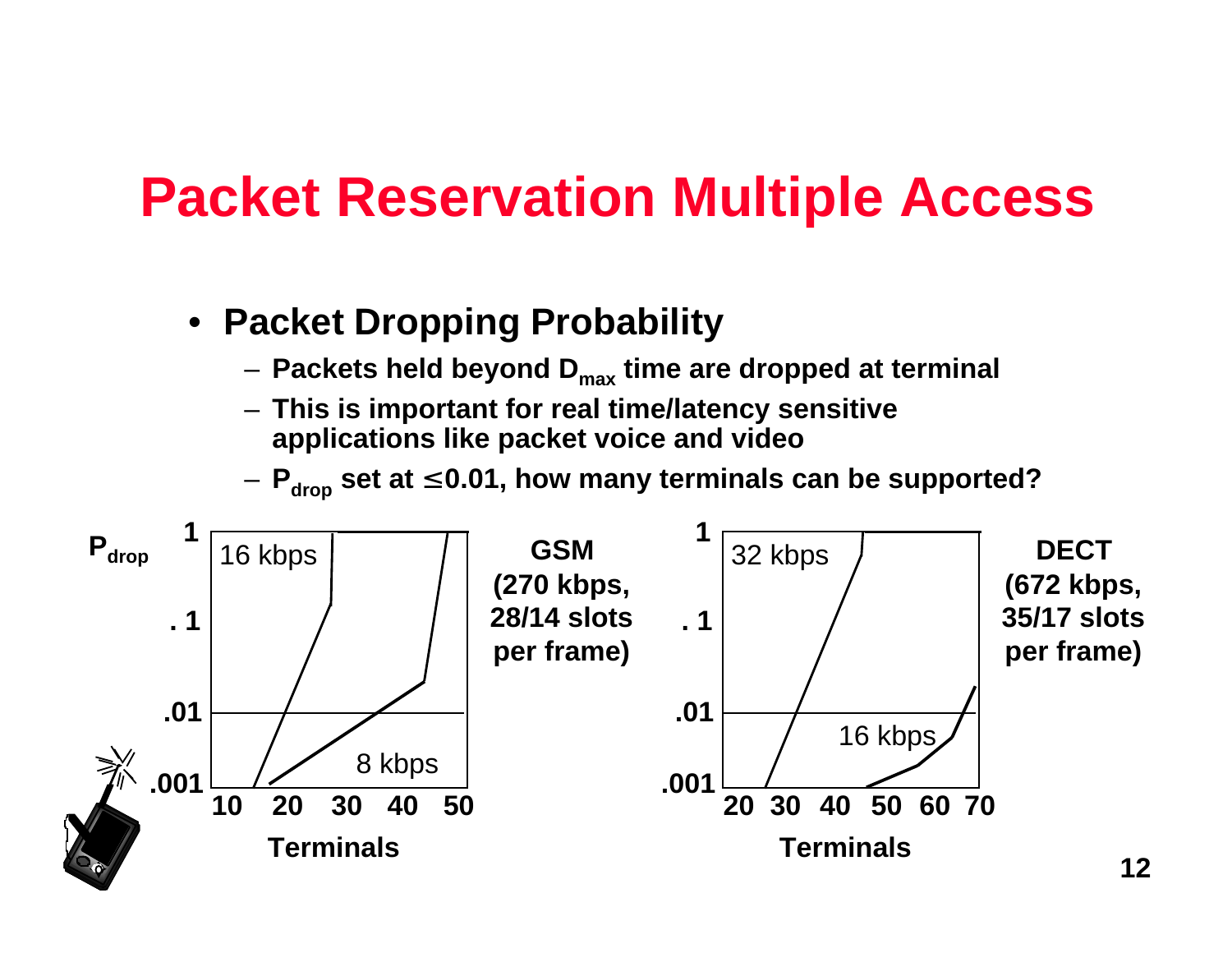# Packet Reservation Multiple Access

- **Packet Dropping Probability**
  - **Packets held beyond $D_{max}$ time are dropped at terminal**
  - **This is important for real time/latency sensitive applications like packet voice and video**
  - **$P_{drop}$ set at $\leq$0.01, how many terminals can be supported?**

$P_{drop}$

1
. 1
.01
.001

16 kbps

8 kbps

10 20 30 40 50

**Terminals**

**GSM (270 kbps, 28/14 slots per frame)**

1
. 1
.01
.001

32 kbps

16 kbps

20 30 40 50 60 70

**Terminals**

**DECT (672 kbps, 35/17 slots per frame)**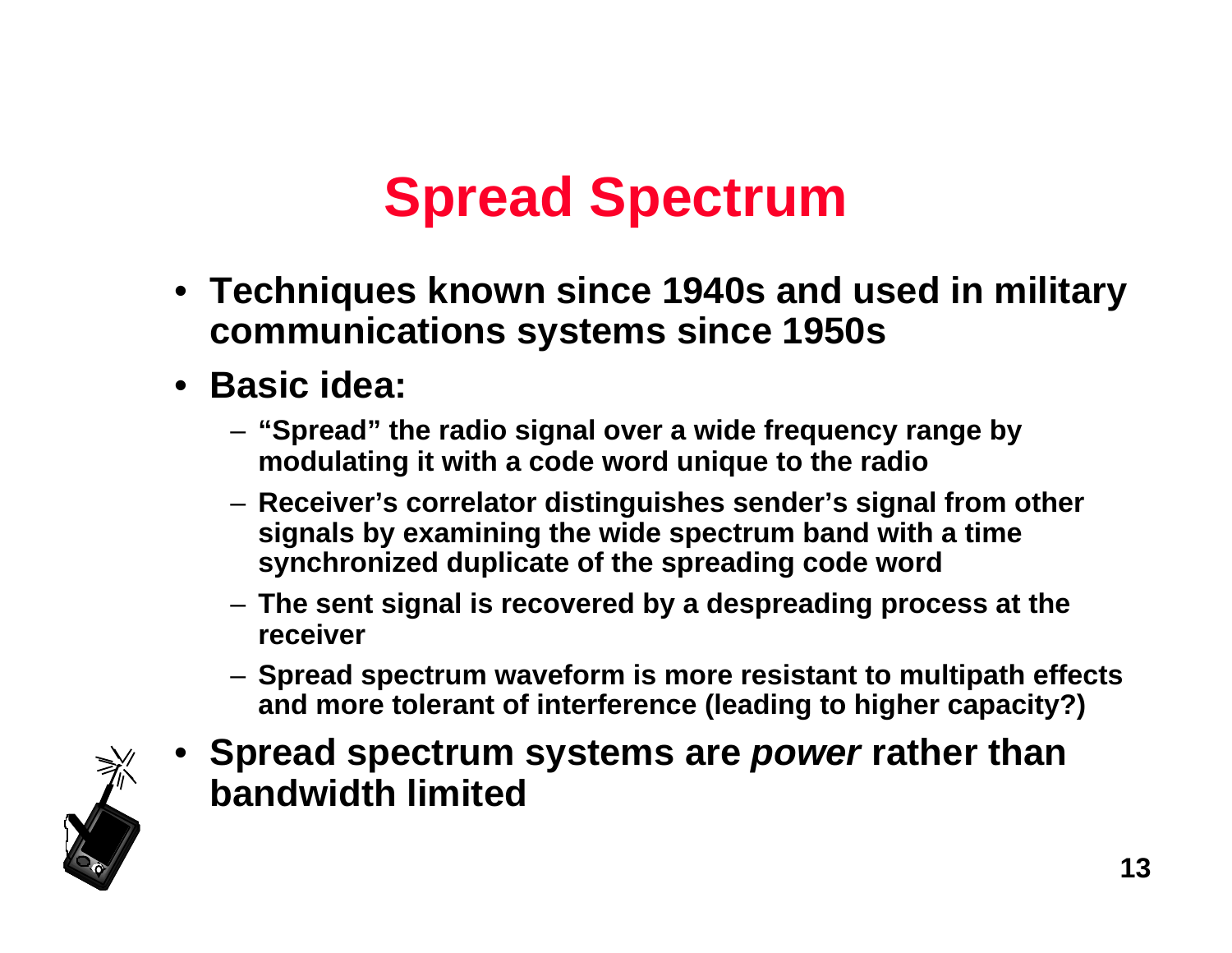# Spread Spectrum

- Techniques known since 1940s and used in military communications systems since 1950s
- Basic idea:
  - "Spread" the radio signal over a wide frequency range by modulating it with a code word unique to the radio
  - Receiver's correlator distinguishes sender's signal from other signals by examining the wide spectrum band with a time synchronized duplicate of the spreading code word
  - The sent signal is recovered by a despreading process at the receiver
  - Spread spectrum waveform is more resistant to multipath effects and more tolerant of interference (leading to higher capacity?)
- Spread spectrum systems are *power* rather than bandwidth limited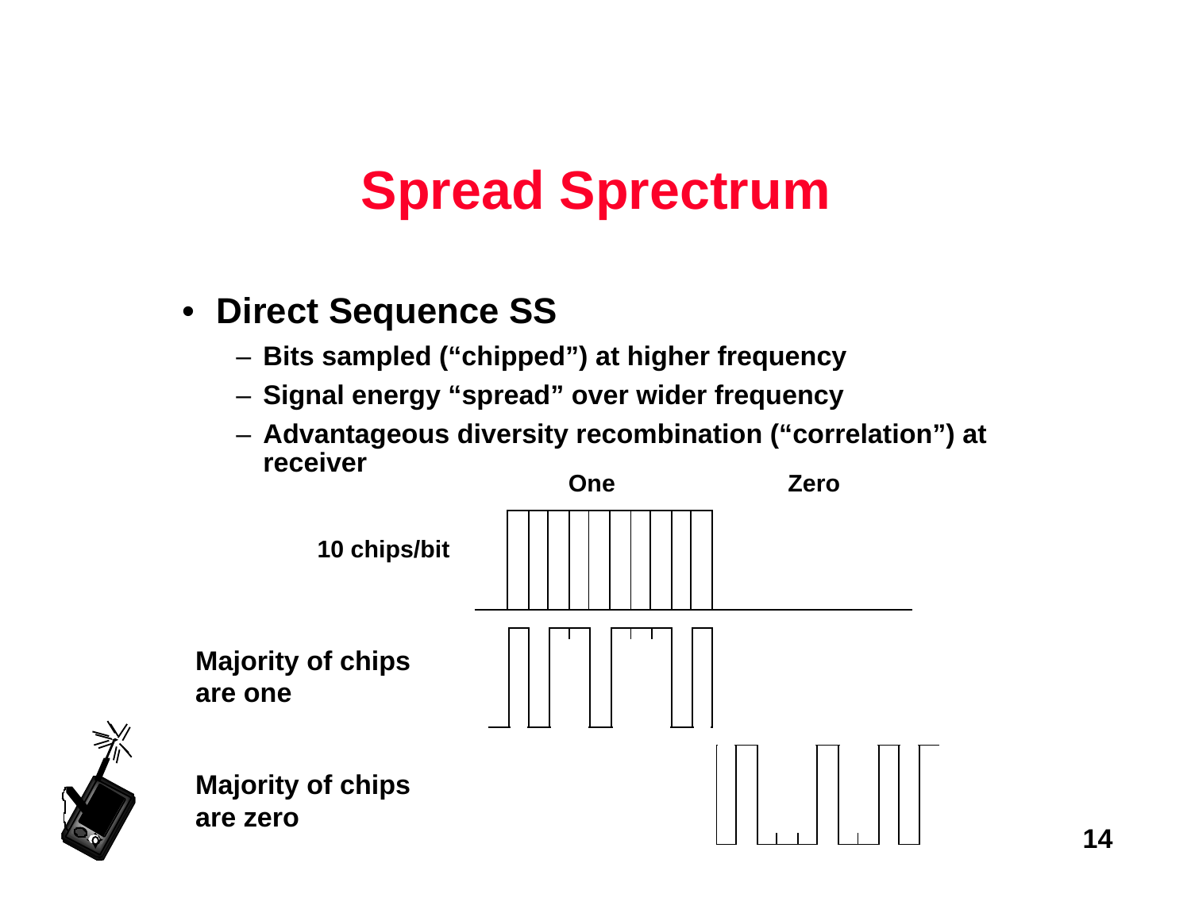# Spread Sprectrum

- **Direct Sequence SS**
  - **Bits sampled ("chipped") at higher frequency**
  - **Signal energy "spread" over wider frequency**
  - **Advantageous diversity recombination ("correlation") at receiver**

**One** **Zero**

**10 chips/bit**

**Majority of chips are one**

**Majority of chips are zero**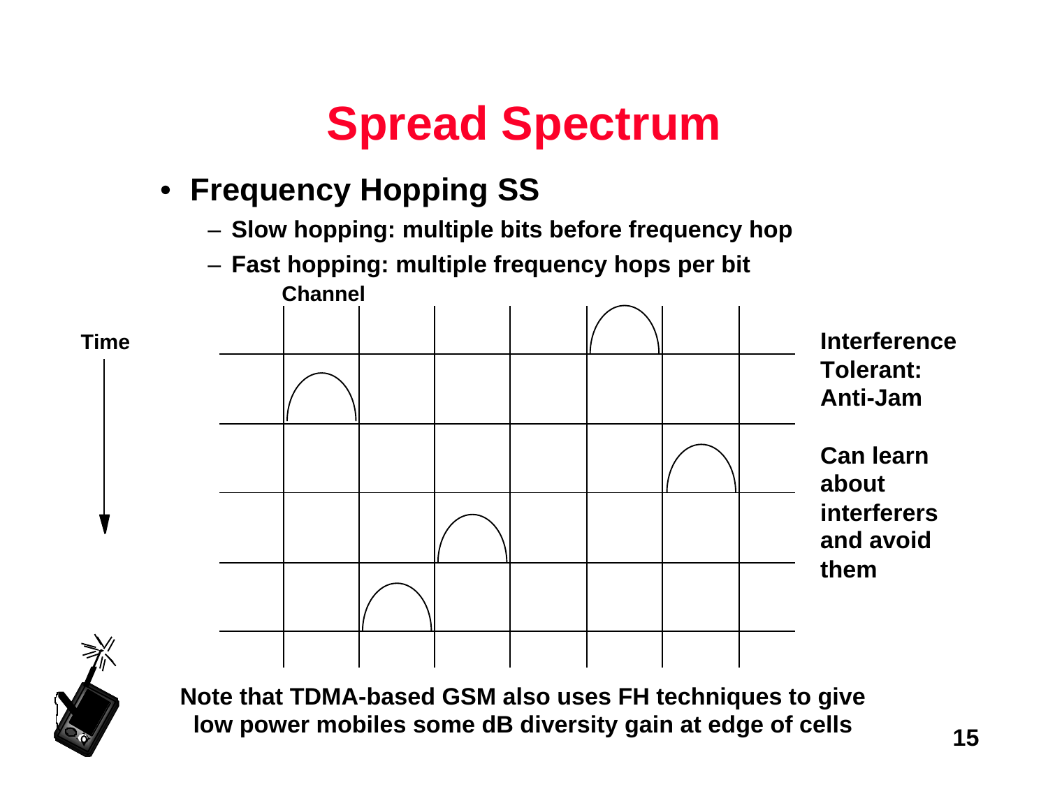# Spread Spectrum

- **Frequency Hopping SS**
  - Slow hopping: multiple bits before frequency hop
  - Fast hopping: multiple frequency hops per bit

Channel

Time

**Interference Tolerant: Anti-Jam**

**Can learn about interferers and avoid them**

**Note that TDMA-based GSM also uses FH techniques to give low power mobiles some dB diversity gain at edge of cells**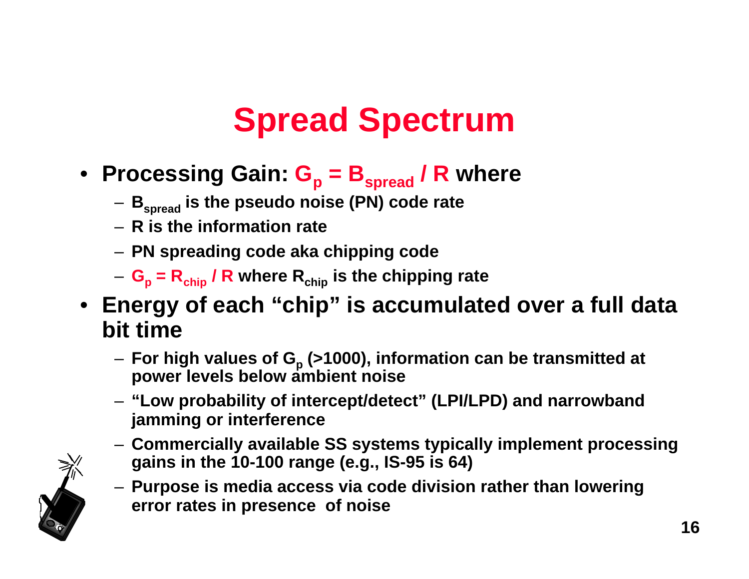# Spread Spectrum

- **Processing Gain: $G_p = B_{spread} / R$ where**
  - **$B_{spread}$ is the pseudo noise (PN) code rate**
  - **R is the information rate**
  - **PN spreading code aka chipping code**
  - **$G_p = R_{chip} / R$ where $R_{chip}$ is the chipping rate**
- **Energy of each "chip" is accumulated over a full data bit time**
  - **For high values of $G_p$ (>1000), information can be transmitted at power levels below ambient noise**
  - **"Low probability of intercept/detect" (LPI/LPD) and narrowband jamming or interference**
  - **Commercially available SS systems typically implement processing gains in the 10-100 range (e.g., IS-95 is 64)**
  - **Purpose is media access via code division rather than lowering error rates in presence of noise**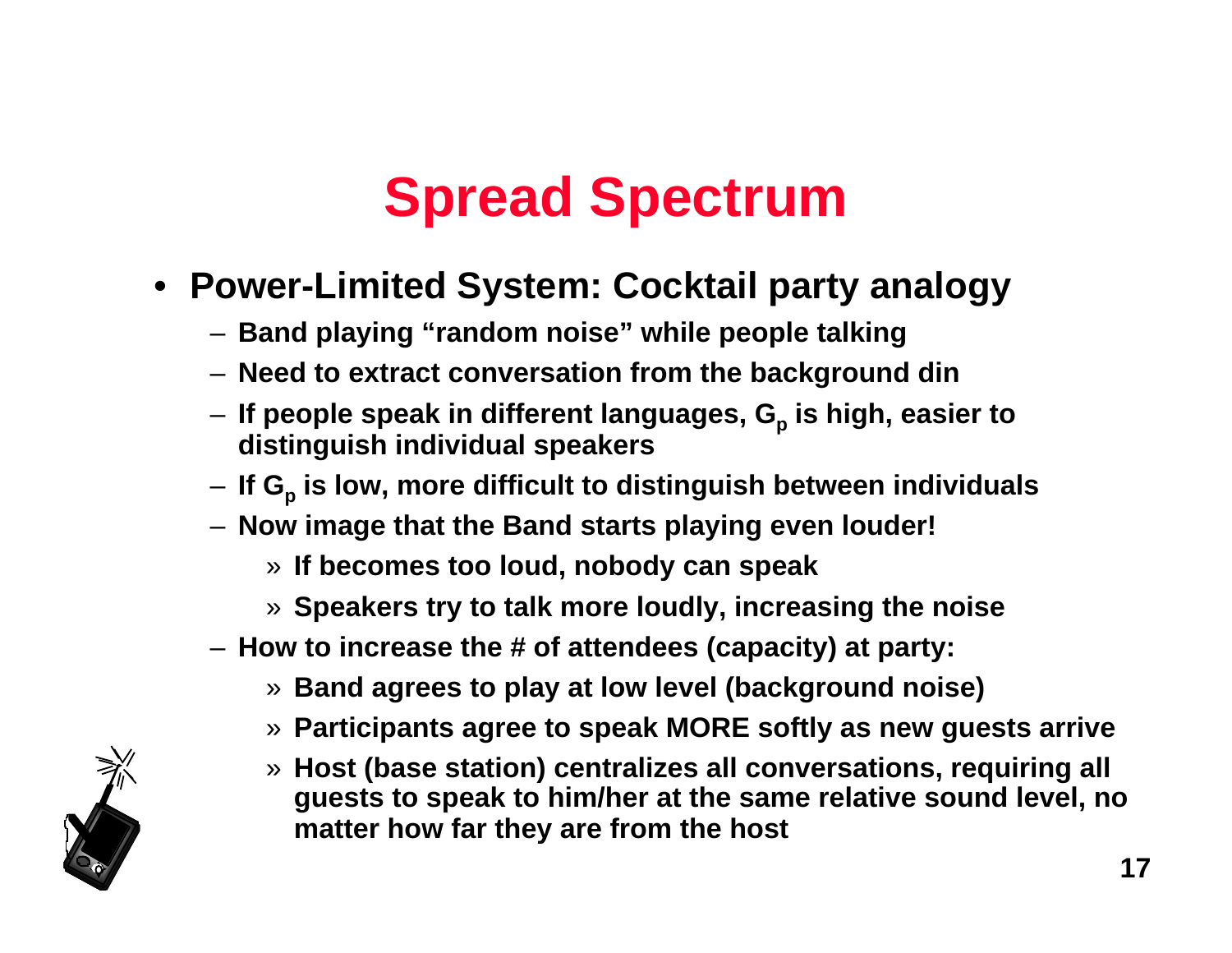# Spread Spectrum

- **Power-Limited System: Cocktail party analogy**
  - Band playing “random noise” while people talking
  - Need to extract conversation from the background din
  - If people speak in different languages, $G_p$ is high, easier to distinguish individual speakers
  - If $G_p$ is low, more difficult to distinguish between individuals
  - Now image that the Band starts playing even louder!
    - If becomes too loud, nobody can speak
    - Speakers try to talk more loudly, increasing the noise
  - How to increase the # of attendees (capacity) at party:
    - Band agrees to play at low level (background noise)
    - Participants agree to speak MORE softly as new guests arrive
    - Host (base station) centralizes all conversations, requiring all guests to speak to him/her at the same relative sound level, no matter how far they are from the host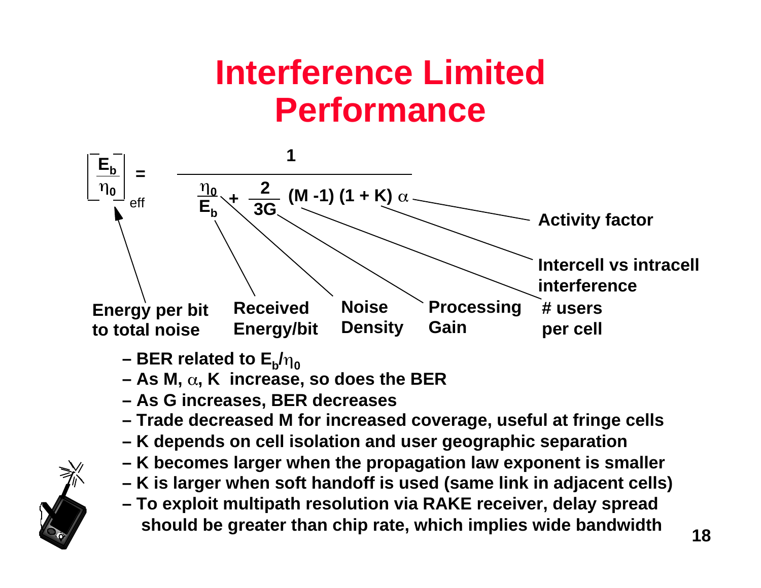# Interference Limited Performance

$$\left[\frac{E_b}{\eta_0}\right]_{eff} = \frac{1}{\frac{\eta_0}{E_b} + \frac{2}{3G}(M-1)(1+K)\alpha}$$

- $\left[\frac{E_b}{\eta_0}\right]_{eff}$: Energy per bit to total noise
- $E_b$: Received Energy/bit
- $\eta_0$: Noise Density
- $G$: Processing Gain
- $M$: # users per cell
- $K$: Intercell vs intracell interference
- $\alpha$: Activity factor

- BER related to $E_b/\eta_0$
- As M, $\alpha$, K increase, so does the BER
- As G increases, BER decreases
- Trade decreased M for increased coverage, useful at fringe cells
- K depends on cell isolation and user geographic separation
- K becomes larger when the propagation law exponent is smaller
- K is larger when soft handoff is used (same link in adjacent cells)
- To exploit multipath resolution via RAKE receiver, delay spread should be greater than chip rate, which implies wide bandwidth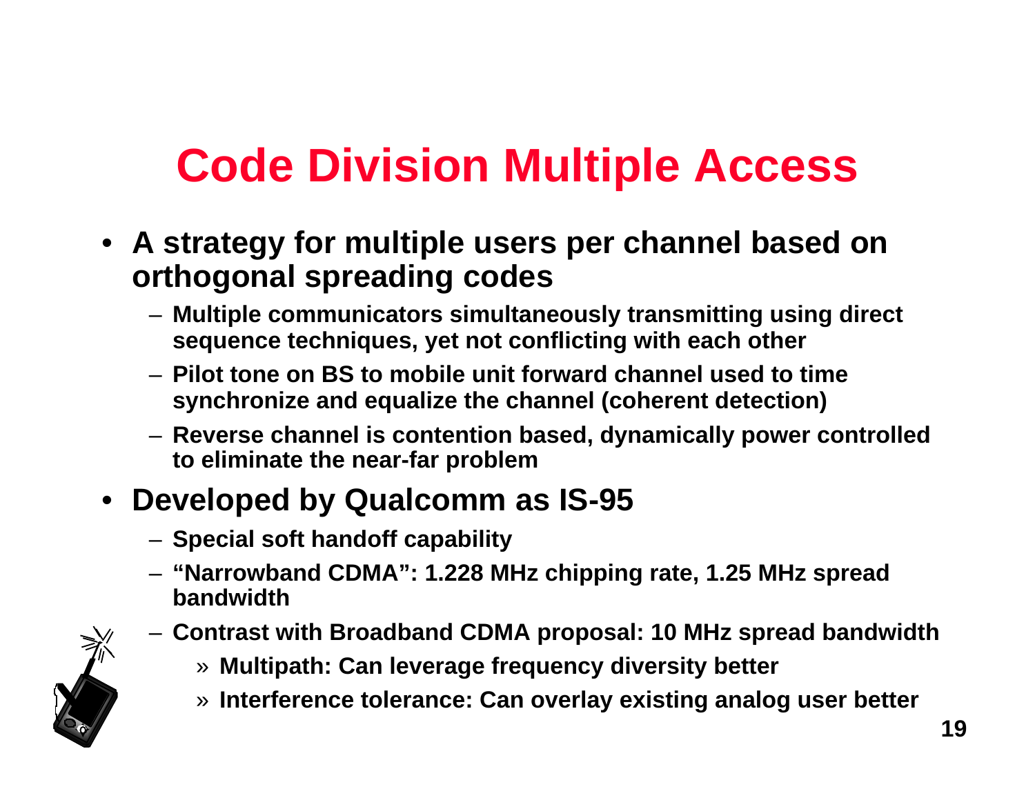# Code Division Multiple Access

- **A strategy for multiple users per channel based on orthogonal spreading codes**
  - **Multiple communicators simultaneously transmitting using direct sequence techniques, yet not conflicting with each other**
  - **Pilot tone on BS to mobile unit forward channel used to time synchronize and equalize the channel (coherent detection)**
  - **Reverse channel is contention based, dynamically power controlled to eliminate the near-far problem**
- **Developed by Qualcomm as IS-95**
  - **Special soft handoff capability**
  - **"Narrowband CDMA": 1.228 MHz chipping rate, 1.25 MHz spread bandwidth**
  - **Contrast with Broadband CDMA proposal: 10 MHz spread bandwidth**
    - **Multipath: Can leverage frequency diversity better**
    - **Interference tolerance: Can overlay existing analog user better**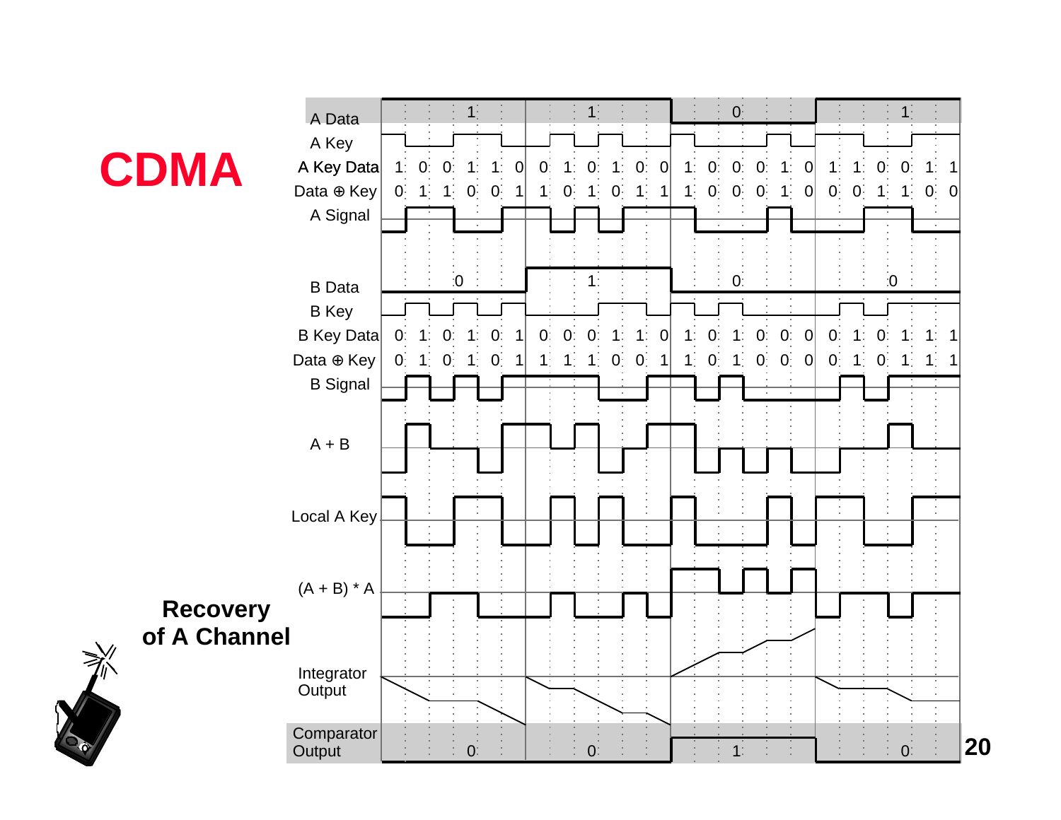# CDMA

## Recovery of A Channel

| Signal | Bit 1 | | | | | | Bit 2 | | | | | | Bit 3 | | | | | | Bit 4 | | | | | |
|---|---|---|---|---|---|---|---|---|---|---|---|---|---|---|---|---|---|---|---|---|---|---|---|---|
| A Data | 1 | | | | | | 1 | | | | | | 0 | | | | | | 1 | | | | | |
| A Key Data | 1 | 0 | 0 | 1 | 1 | 0 | 0 | 1 | 0 | 1 | 0 | 0 | 1 | 0 | 0 | 0 | 1 | 0 | 1 | 1 | 0 | 0 | 1 | 1 |
| Data ⊕ Key | 0 | 1 | 1 | 0 | 0 | 1 | 1 | 0 | 1 | 0 | 1 | 1 | 1 | 0 | 0 | 0 | 1 | 0 | 0 | 0 | 1 | 1 | 0 | 0 |
| B Data | 0 | | | | | | 1 | | | | | | 0 | | | | | | 0 | | | | | |
| B Key Data | 0 | 1 | 0 | 1 | 0 | 1 | 0 | 0 | 0 | 1 | 1 | 0 | 1 | 0 | 1 | 0 | 0 | 0 | 0 | 1 | 0 | 1 | 1 | 1 |
| Data ⊕ Key | 0 | 1 | 0 | 1 | 0 | 1 | 1 | 1 | 1 | 0 | 0 | 1 | 1 | 0 | 1 | 0 | 0 | 0 | 0 | 1 | 0 | 1 | 1 | 1 |
| Comparator Output | 0 | | | | | | 0 | | | | | | 1 | | | | | | 0 | | | | | |

Waveforms shown: A Data, A Key, A Signal, B Data, B Key, B Signal, A + B, Local A Key, (A + B) * A, Integrator Output, Comparator Output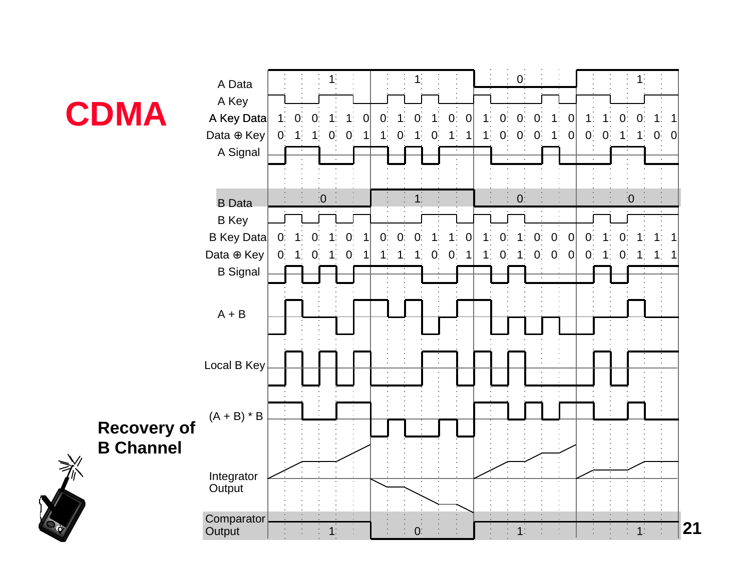# CDMA

## Recovery of B Channel

| | | | | | | | | | | | | | | | | | | | | | | | | |
|---|---|---|---|---|---|---|---|---|---|---|---|---|---|---|---|---|---|---|---|---|---|---|---|---|
| A Data | 1 | | | | | | 1 | | | | | | 0 | | | | | | 1 | | | | | |
| A Key Data | 1 | 0 | 0 | 1 | 1 | 0 | 0 | 1 | 0 | 1 | 0 | 0 | 1 | 0 | 0 | 0 | 1 | 0 | 1 | 1 | 0 | 0 | 1 | 1 |
| Data ⊕ Key | 0 | 1 | 1 | 0 | 0 | 1 | 1 | 0 | 1 | 0 | 1 | 1 | 1 | 0 | 0 | 0 | 1 | 0 | 0 | 0 | 1 | 1 | 0 | 0 |
| B Data | 0 | | | | | | 1 | | | | | | 0 | | | | | | 0 | | | | | |
| B Key Data | 0 | 1 | 0 | 1 | 0 | 1 | 0 | 0 | 0 | 1 | 1 | 0 | 1 | 0 | 1 | 0 | 0 | 0 | 0 | 1 | 0 | 1 | 1 | 1 |
| Data ⊕ Key | 0 | 1 | 0 | 1 | 0 | 1 | 1 | 1 | 1 | 0 | 0 | 1 | 1 | 0 | 1 | 0 | 0 | 0 | 0 | 1 | 0 | 1 | 1 | 1 |
| Comparator Output | 1 | | | | | | 0 | | | | | | 1 | | | | | | 1 | | | | | |

Signals shown: A Data, A Key, A Key Data, Data ⊕ Key, A Signal, B Data, B Key, B Key Data, Data ⊕ Key, B Signal, A + B, Local B Key, (A + B) * B, Integrator Output, Comparator Output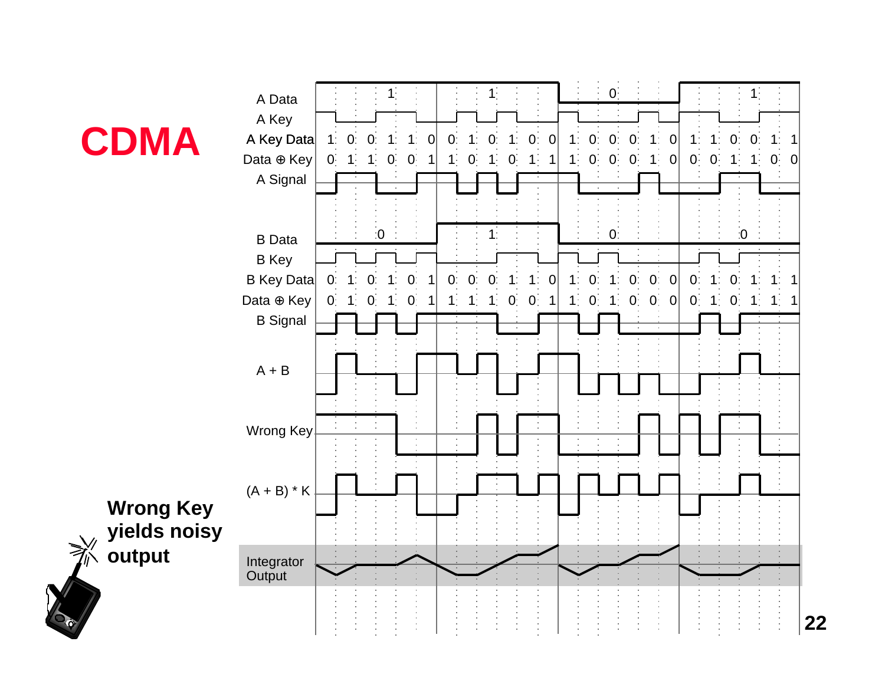# CDMA

**Wrong Key yields noisy output**

| | | | | | | | | | | | | | | | | | | | | | | | | |
|---|---|---|---|---|---|---|---|---|---|---|---|---|---|---|---|---|---|---|---|---|---|---|---|---|
| A Data | 1 | | | | | | 1 | | | | | | 0 | | | | | | 1 | | | | | |
| A Key Data | 1 | 0 | 0 | 1 | 1 | 0 | 0 | 1 | 0 | 1 | 0 | 0 | 1 | 0 | 0 | 0 | 1 | 0 | 1 | 1 | 0 | 0 | 1 | 1 |
| Data ⊕ Key | 0 | 1 | 1 | 0 | 0 | 1 | 1 | 0 | 1 | 0 | 1 | 1 | 1 | 0 | 0 | 0 | 1 | 0 | 0 | 0 | 1 | 1 | 0 | 0 |
| B Data | 0 | | | | | | 1 | | | | | | 0 | | | | | | 0 | | | | | |
| B Key Data | 0 | 1 | 0 | 1 | 0 | 1 | 0 | 0 | 0 | 1 | 1 | 0 | 1 | 0 | 1 | 0 | 0 | 0 | 0 | 1 | 0 | 1 | 1 | 1 |
| Data ⊕ Key | 0 | 1 | 0 | 1 | 0 | 1 | 1 | 1 | 1 | 0 | 0 | 1 | 1 | 0 | 1 | 0 | 0 | 0 | 0 | 1 | 0 | 1 | 1 | 1 |

Signals shown: A Data, A Key, A Signal, B Data, B Key, B Signal, A + B, Wrong Key, (A + B) * K, Integrator Output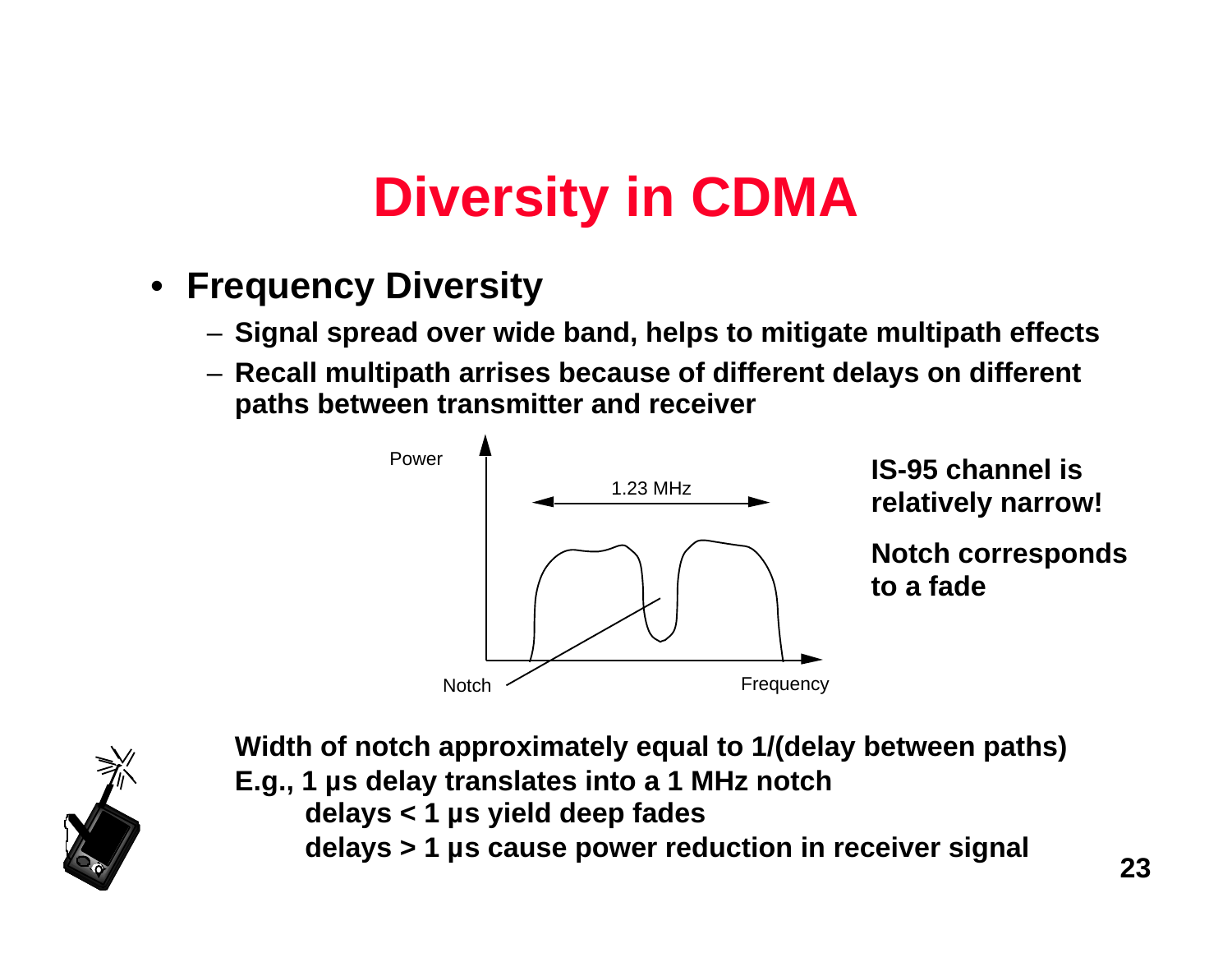# Diversity in CDMA

- **Frequency Diversity**
  - **Signal spread over wide band, helps to mitigate multipath effects**
  - **Recall multipath arrises because of different delays on different paths between transmitter and receiver**

Power

1.23 MHz

Notch

Frequency

**IS-95 channel is relatively narrow!**

**Notch corresponds to a fade**

**Width of notch approximately equal to 1/(delay between paths)**
**E.g., 1 μs delay translates into a 1 MHz notch**

**delays < 1 μs yield deep fades**
**delays > 1 μs cause power reduction in receiver signal**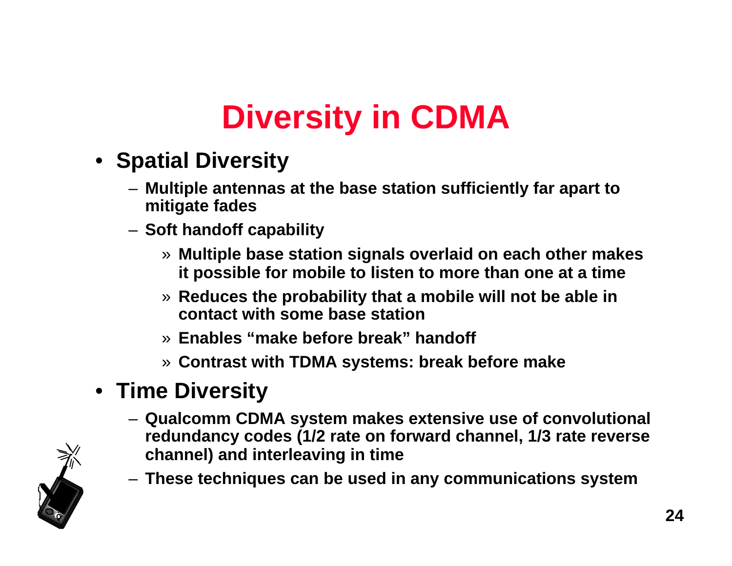# Diversity in CDMA

- **Spatial Diversity**
  - **Multiple antennas at the base station sufficiently far apart to mitigate fades**
  - **Soft handoff capability**
    - **Multiple base station signals overlaid on each other makes it possible for mobile to listen to more than one at a time**
    - **Reduces the probability that a mobile will not be able in contact with some base station**
    - **Enables "make before break" handoff**
    - **Contrast with TDMA systems: break before make**
- **Time Diversity**
  - **Qualcomm CDMA system makes extensive use of convolutional redundancy codes (1/2 rate on forward channel, 1/3 rate reverse channel) and interleaving in time**
  - **These techniques can be used in any communications system**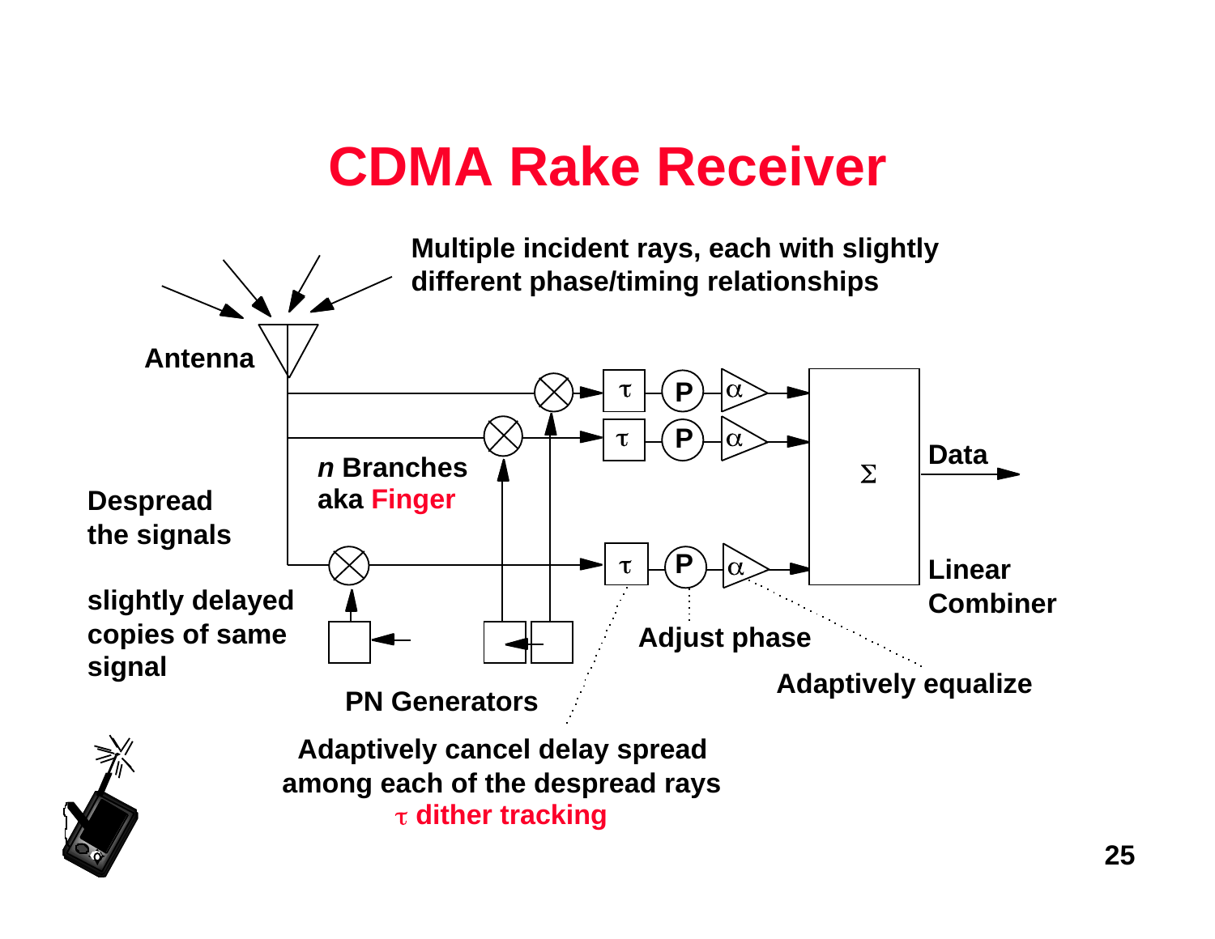# CDMA Rake Receiver

Multiple incident rays, each with slightly different phase/timing relationships

Antenna

*n* Branches aka Finger

Despread the signals

slightly delayed copies of same signal

PN Generators

$\tau$ P $\alpha$

$\Sigma$

Data

Linear Combiner

Adjust phase

Adaptively equalize

Adaptively cancel delay spread among each of the despread rays

$\tau$ dither tracking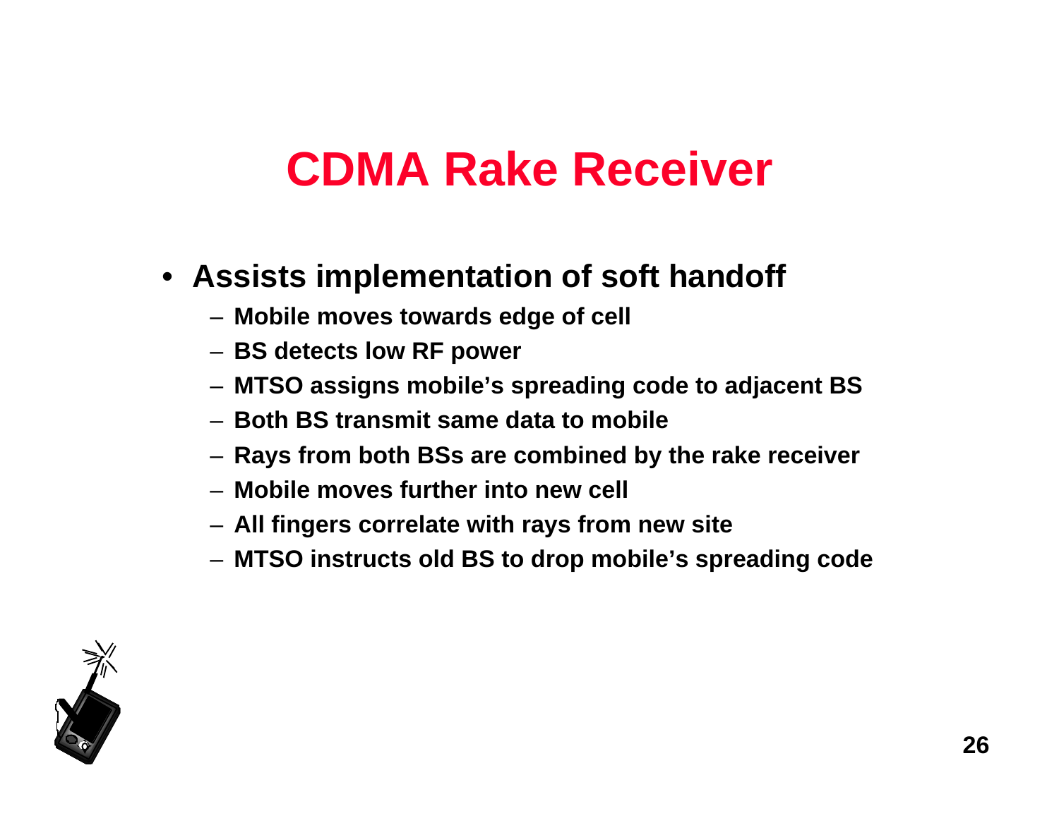# CDMA Rake Receiver

- **Assists implementation of soft handoff**
  - **Mobile moves towards edge of cell**
  - **BS detects low RF power**
  - **MTSO assigns mobile's spreading code to adjacent BS**
  - **Both BS transmit same data to mobile**
  - **Rays from both BSs are combined by the rake receiver**
  - **Mobile moves further into new cell**
  - **All fingers correlate with rays from new site**
  - **MTSO instructs old BS to drop mobile's spreading code**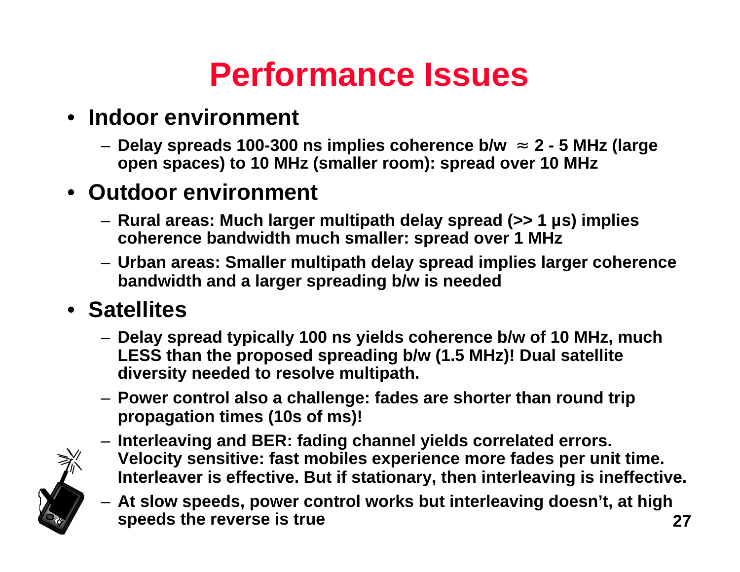# Performance Issues

- **Indoor environment**
  - **Delay spreads 100-300 ns implies coherence b/w $\approx$ 2 - 5 MHz (large open spaces) to 10 MHz (smaller room): spread over 10 MHz**
- **Outdoor environment**
  - **Rural areas: Much larger multipath delay spread (>> 1 μs) implies coherence bandwidth much smaller: spread over 1 MHz**
  - **Urban areas: Smaller multipath delay spread implies larger coherence bandwidth and a larger spreading b/w is needed**
- **Satellites**
  - **Delay spread typically 100 ns yields coherence b/w of 10 MHz, much LESS than the proposed spreading b/w (1.5 MHz)! Dual satellite diversity needed to resolve multipath.**
  - **Power control also a challenge: fades are shorter than round trip propagation times (10s of ms)!**
  - **Interleaving and BER: fading channel yields correlated errors. Velocity sensitive: fast mobiles experience more fades per unit time. Interleaver is effective. But if stationary, then interleaving is ineffective.**
  - **At slow speeds, power control works but interleaving doesn't, at high speeds the reverse is true**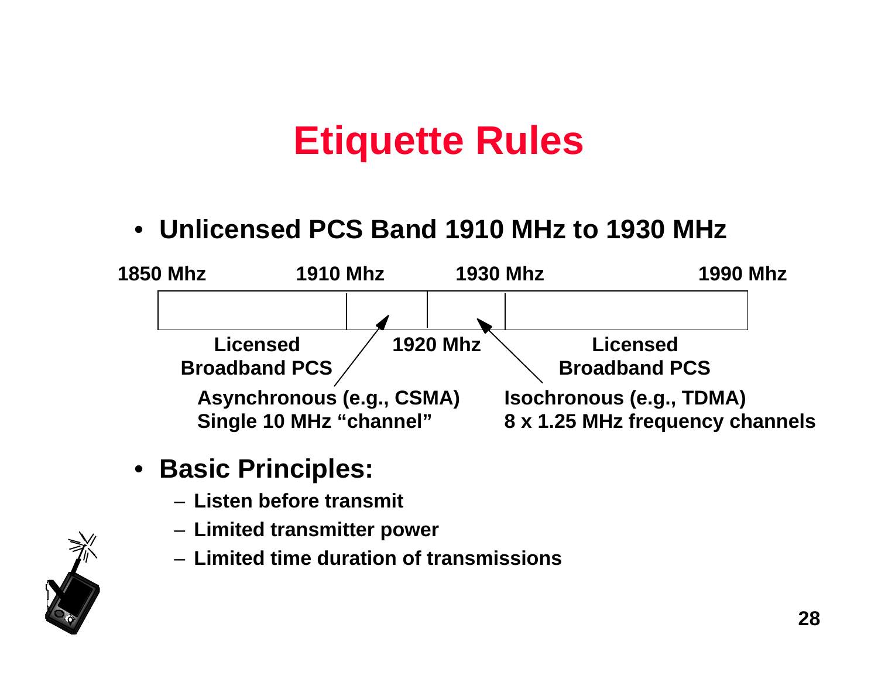# Etiquette Rules

- **Unlicensed PCS Band 1910 MHz to 1930 MHz**

1850 Mhz | 1910 Mhz | 1930 Mhz | 1990 Mhz

Licensed Broadband PCS | 1920 Mhz | Licensed Broadband PCS

Asynchronous (e.g., CSMA)
Single 10 MHz "channel"

Isochronous (e.g., TDMA)
8 x 1.25 MHz frequency channels

- **Basic Principles:**
  - Listen before transmit
  - Limited transmitter power
  - Limited time duration of transmissions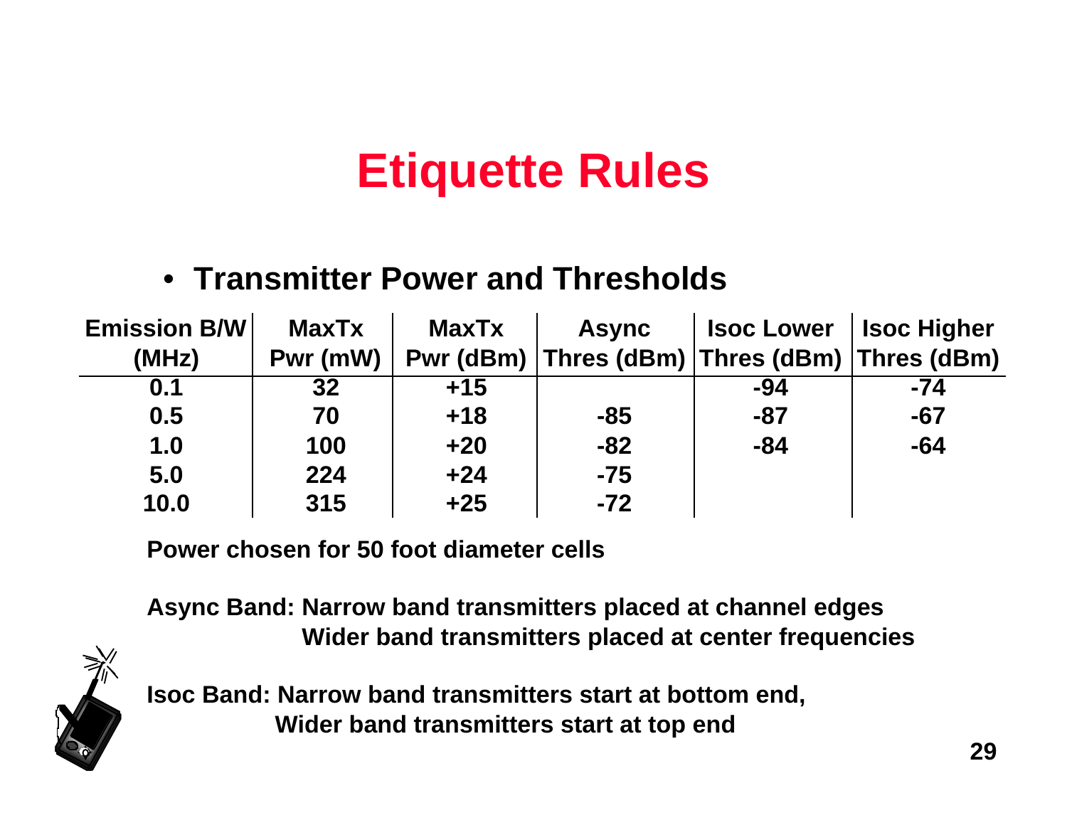# Etiquette Rules

- **Transmitter Power and Thresholds**

| Emission B/W (MHz) | MaxTx Pwr (mW) | MaxTx Pwr (dBm) | Async Thres (dBm) | Isoc Lower Thres (dBm) | Isoc Higher Thres (dBm) |
|---|---|---|---|---|---|
| 0.1 | 32 | +15 | | -94 | -74 |
| 0.5 | 70 | +18 | -85 | -87 | -67 |
| 1.0 | 100 | +20 | -82 | -84 | -64 |
| 5.0 | 224 | +24 | -75 | | |
| 10.0 | 315 | +25 | -72 | | |

**Power chosen for 50 foot diameter cells**

**Async Band: Narrow band transmitters placed at channel edges**
**Wider band transmitters placed at center frequencies**

**Isoc Band: Narrow band transmitters start at bottom end,**
**Wider band transmitters start at top end**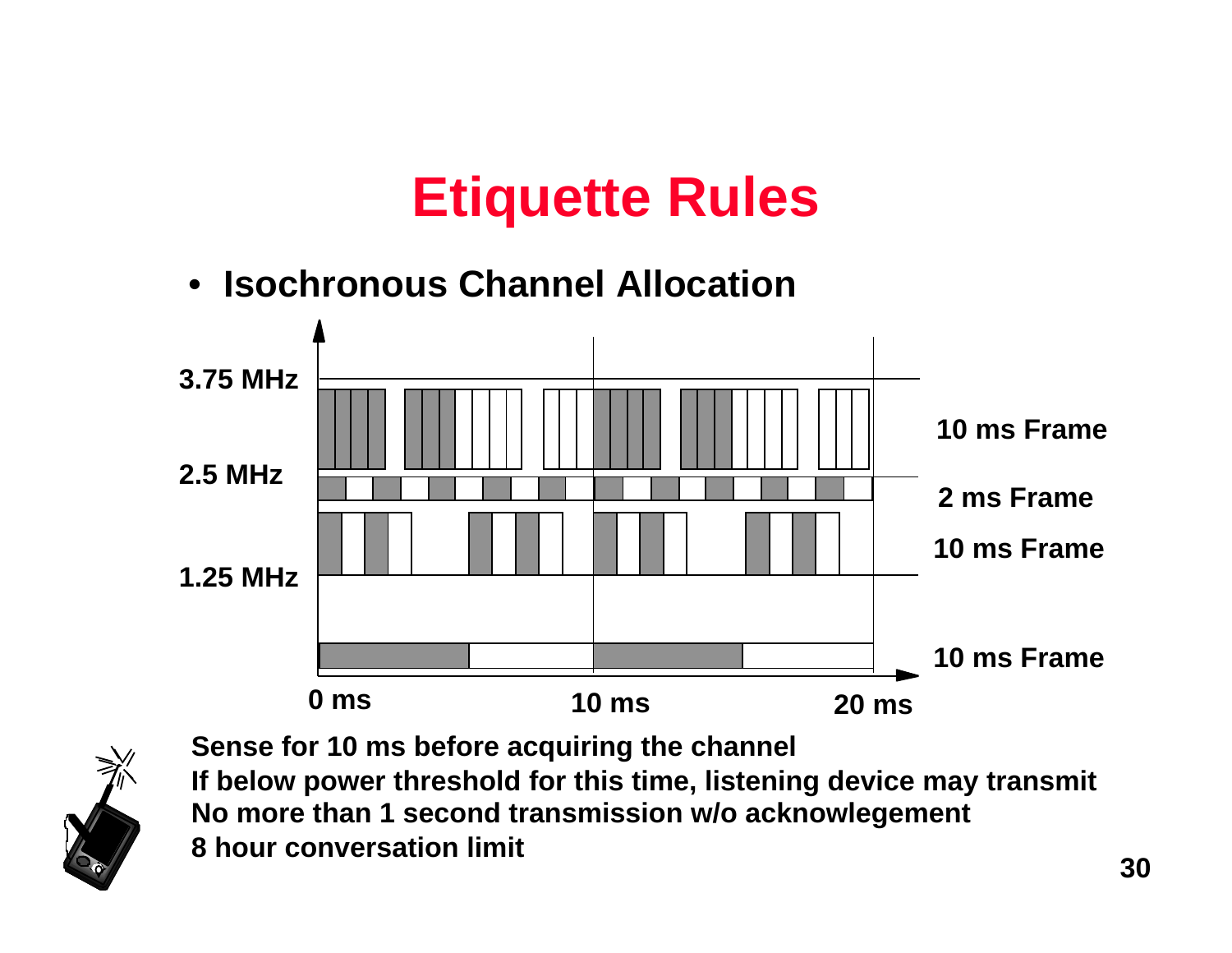# Etiquette Rules

- **Isochronous Channel Allocation**

3.75 MHz

2.5 MHz

1.25 MHz

10 ms Frame

2 ms Frame

10 ms Frame

10 ms Frame

0 ms

10 ms

20 ms

**Sense for 10 ms before acquiring the channel**
**If below power threshold for this time, listening device may transmit**
**No more than 1 second transmission w/o acknowlegement**
**8 hour conversation limit**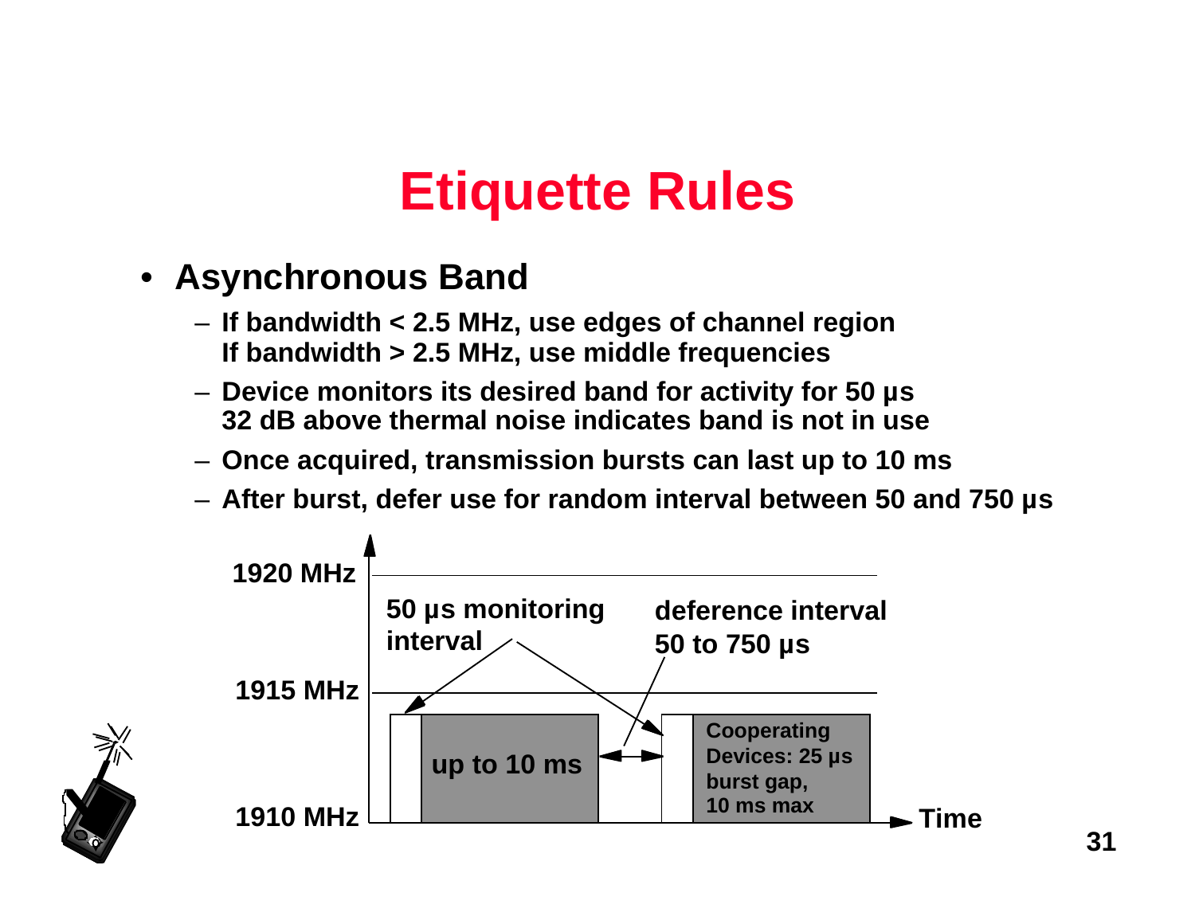# Etiquette Rules

- **Asynchronous Band**
  - If bandwidth < 2.5 MHz, use edges of channel region
    If bandwidth > 2.5 MHz, use middle frequencies
  - Device monitors its desired band for activity for 50 µs
    32 dB above thermal noise indicates band is not in use
  - Once acquired, transmission bursts can last up to 10 ms
  - After burst, defer use for random interval between 50 and 750 µs

1920 MHz

1915 MHz

1910 MHz

50 µs monitoring interval

deference interval 50 to 750 µs

up to 10 ms

Cooperating Devices: 25 µs burst gap, 10 ms max

Time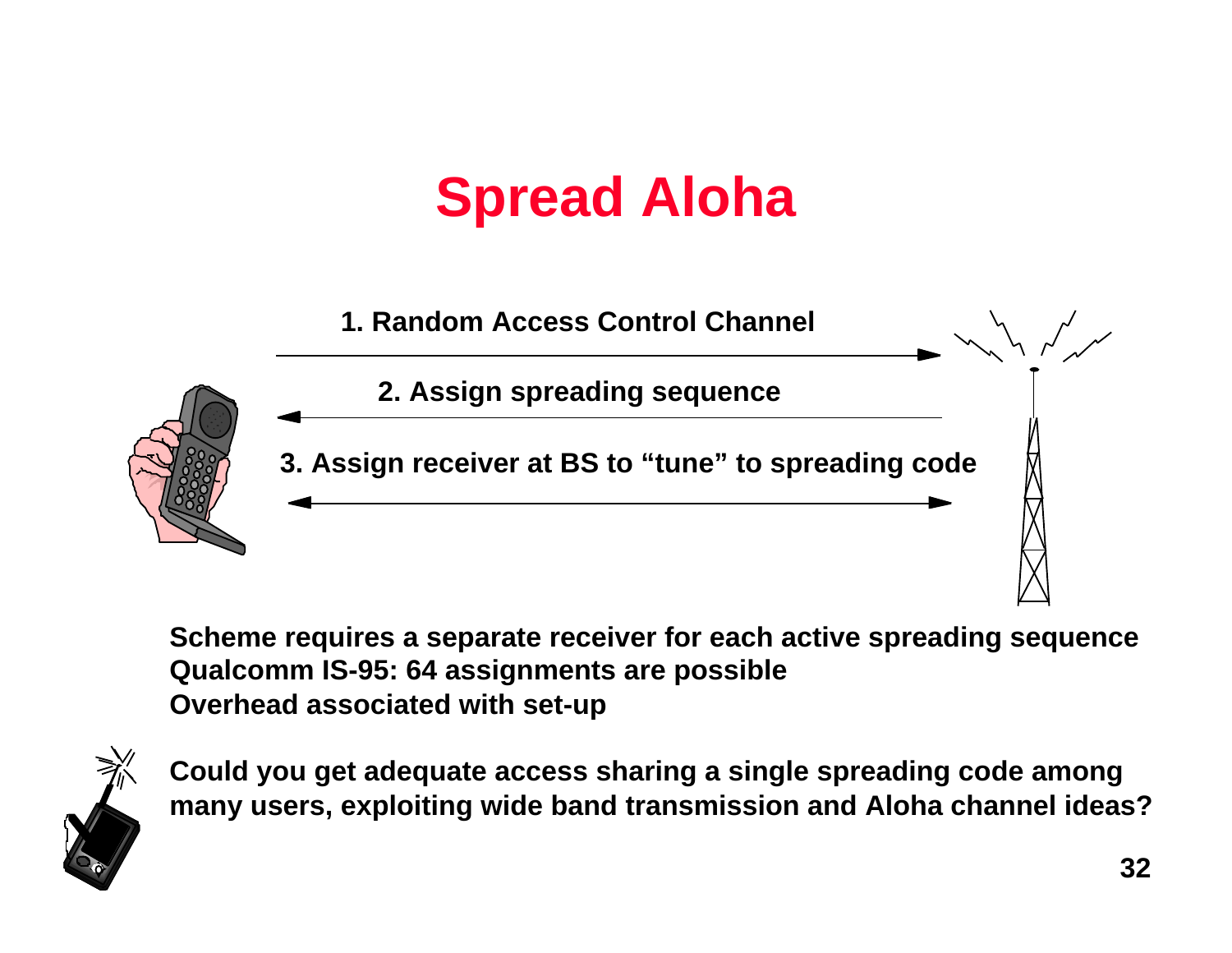# Spread Aloha

1. Random Access Control Channel

2. Assign spreading sequence

3. Assign receiver at BS to "tune" to spreading code

**Scheme requires a separate receiver for each active spreading sequence**
**Qualcomm IS-95: 64 assignments are possible**
**Overhead associated with set-up**

**Could you get adequate access sharing a single spreading code among many users, exploiting wide band transmission and Aloha channel ideas?**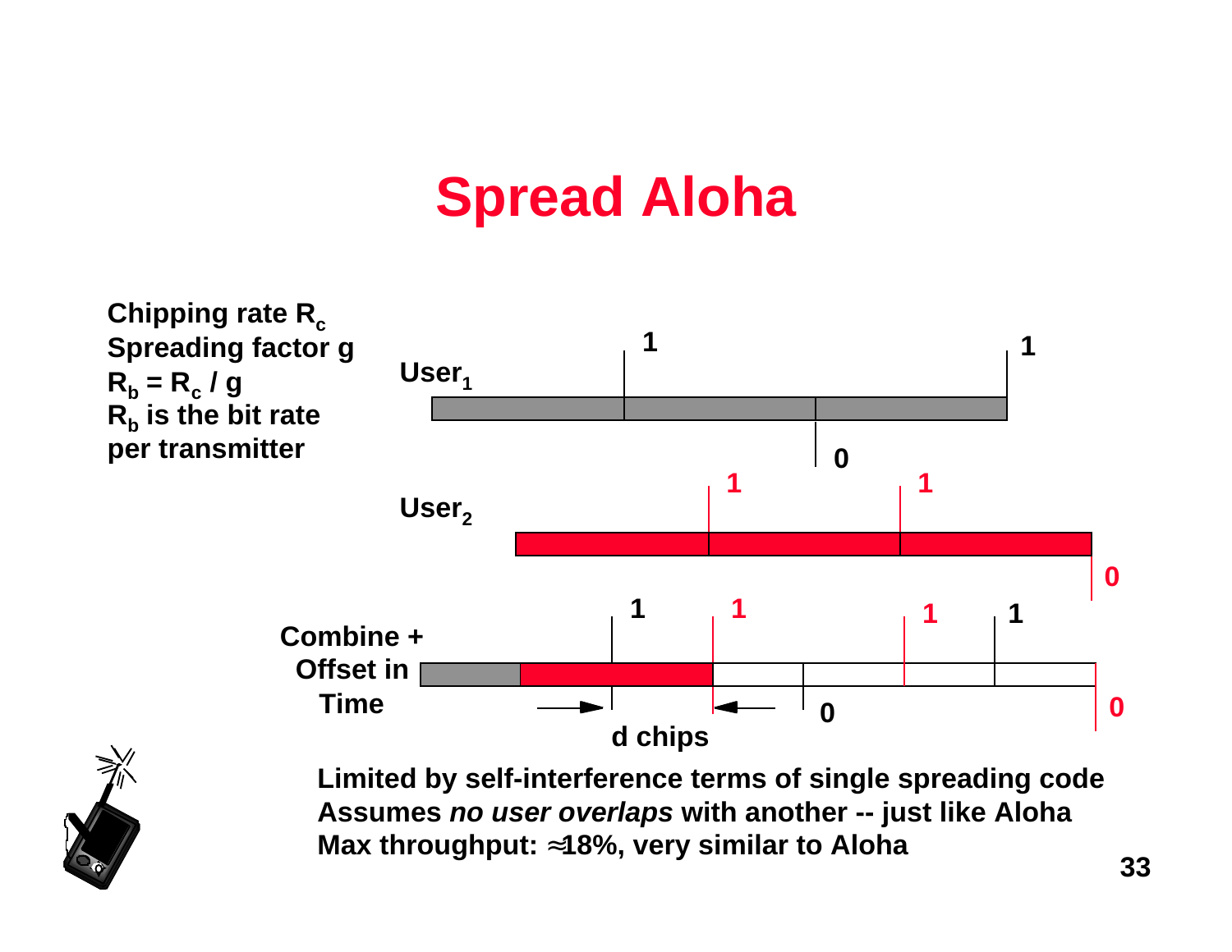# Spread Aloha

Chipping rate $R_c$
Spreading factor g
$R_b = R_c / g$
$R_b$ is the bit rate per transmitter

User$_1$

User$_2$

Combine + Offset in Time

d chips

**Limited by self-interference terms of single spreading code**
**Assumes *no user overlaps* with another -- just like Aloha**
**Max throughput: ≈18%, very similar to Aloha**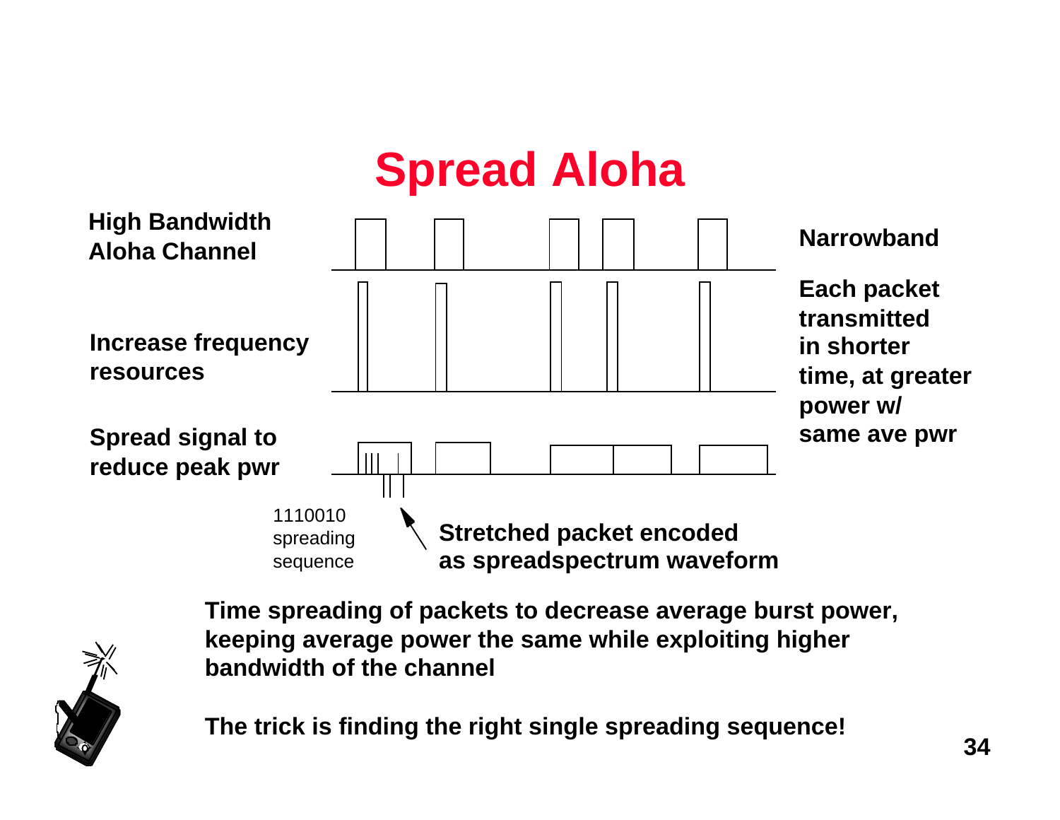# Spread Aloha

High Bandwidth Aloha Channel

Narrowband

Increase frequency resources

Each packet transmitted in shorter time, at greater power w/ same ave pwr

Spread signal to reduce peak pwr

1110010 spreading sequence

Stretched packet encoded as spreadspectrum waveform

**Time spreading of packets to decrease average burst power, keeping average power the same while exploiting higher bandwidth of the channel**

**The trick is finding the right single spreading sequence!**